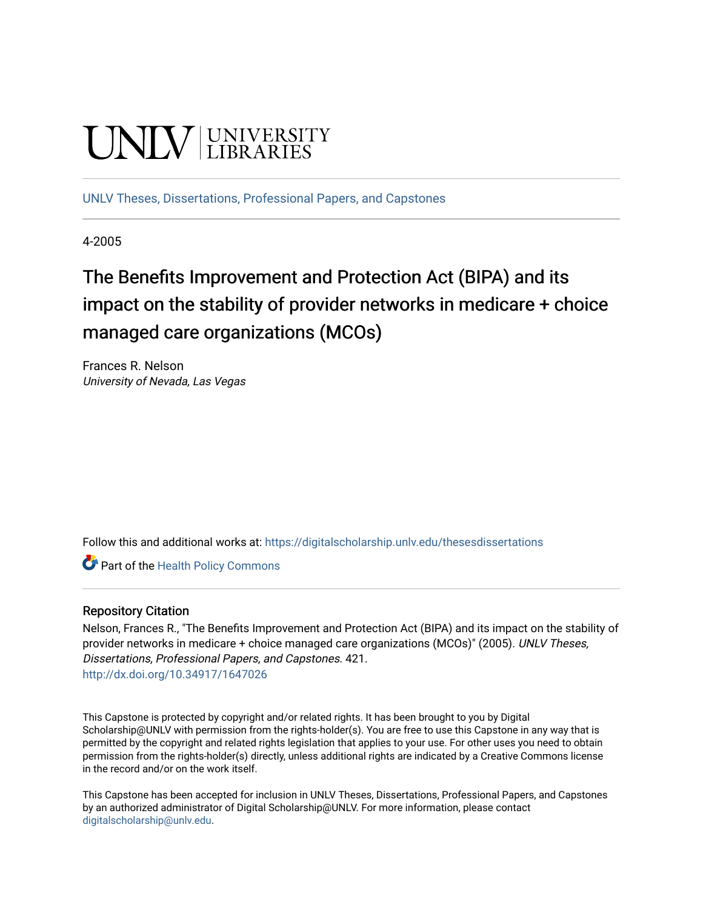UNLV | UNIVERSITY LIBRARIES

UNLV Theses, Dissertations, Professional Papers, and Capstones

4-2005

# The Benefits Improvement and Protection Act (BIPA) and its impact on the stability of provider networks in medicare + choice managed care organizations (MCOs)

Frances R. Nelson
*University of Nevada, Las Vegas*

Follow this and additional works at: https://digitalscholarship.unlv.edu/thesesdissertations

Part of the Health Policy Commons

## Repository Citation

Nelson, Frances R., "The Benefits Improvement and Protection Act (BIPA) and its impact on the stability of provider networks in medicare + choice managed care organizations (MCOs)" (2005). *UNLV Theses, Dissertations, Professional Papers, and Capstones*. 421.
http://dx.doi.org/10.34917/1647026

This Capstone is protected by copyright and/or related rights. It has been brought to you by Digital Scholarship@UNLV with permission from the rights-holder(s). You are free to use this Capstone in any way that is permitted by the copyright and related rights legislation that applies to your use. For other uses you need to obtain permission from the rights-holder(s) directly, unless additional rights are indicated by a Creative Commons license in the record and/or on the work itself.

This Capstone has been accepted for inclusion in UNLV Theses, Dissertations, Professional Papers, and Capstones by an authorized administrator of Digital Scholarship@UNLV. For more information, please contact digitalscholarship@unlv.edu.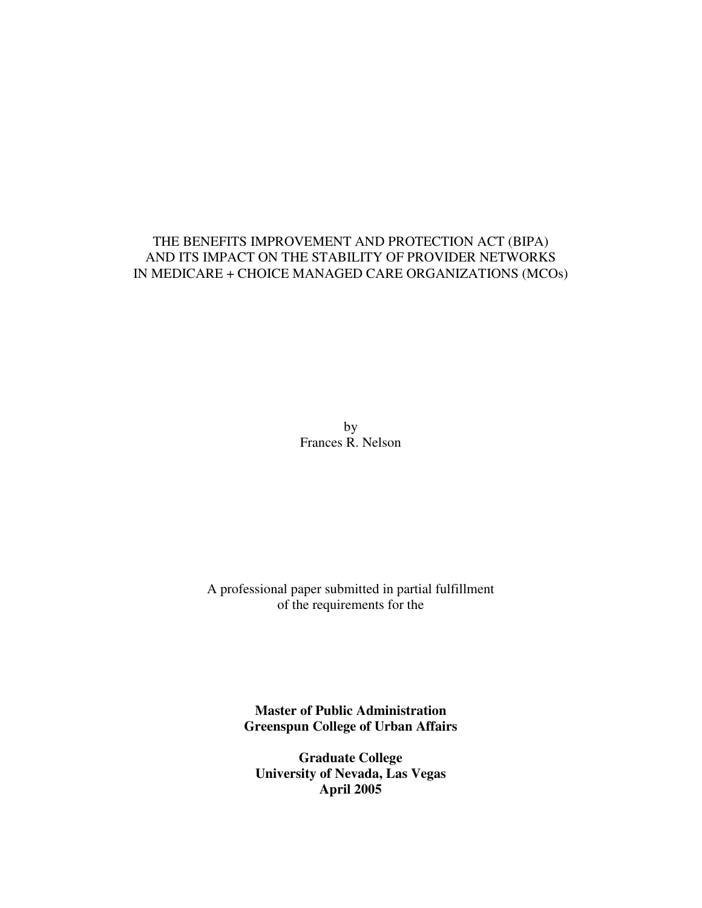THE BENEFITS IMPROVEMENT AND PROTECTION ACT (BIPA)
AND ITS IMPACT ON THE STABILITY OF PROVIDER NETWORKS
IN MEDICARE + CHOICE MANAGED CARE ORGANIZATIONS (MCOs)

by
Frances R. Nelson

A professional paper submitted in partial fulfillment
of the requirements for the

**Master of Public Administration**
**Greenspun College of Urban Affairs**

**Graduate College**
**University of Nevada, Las Vegas**
**April 2005**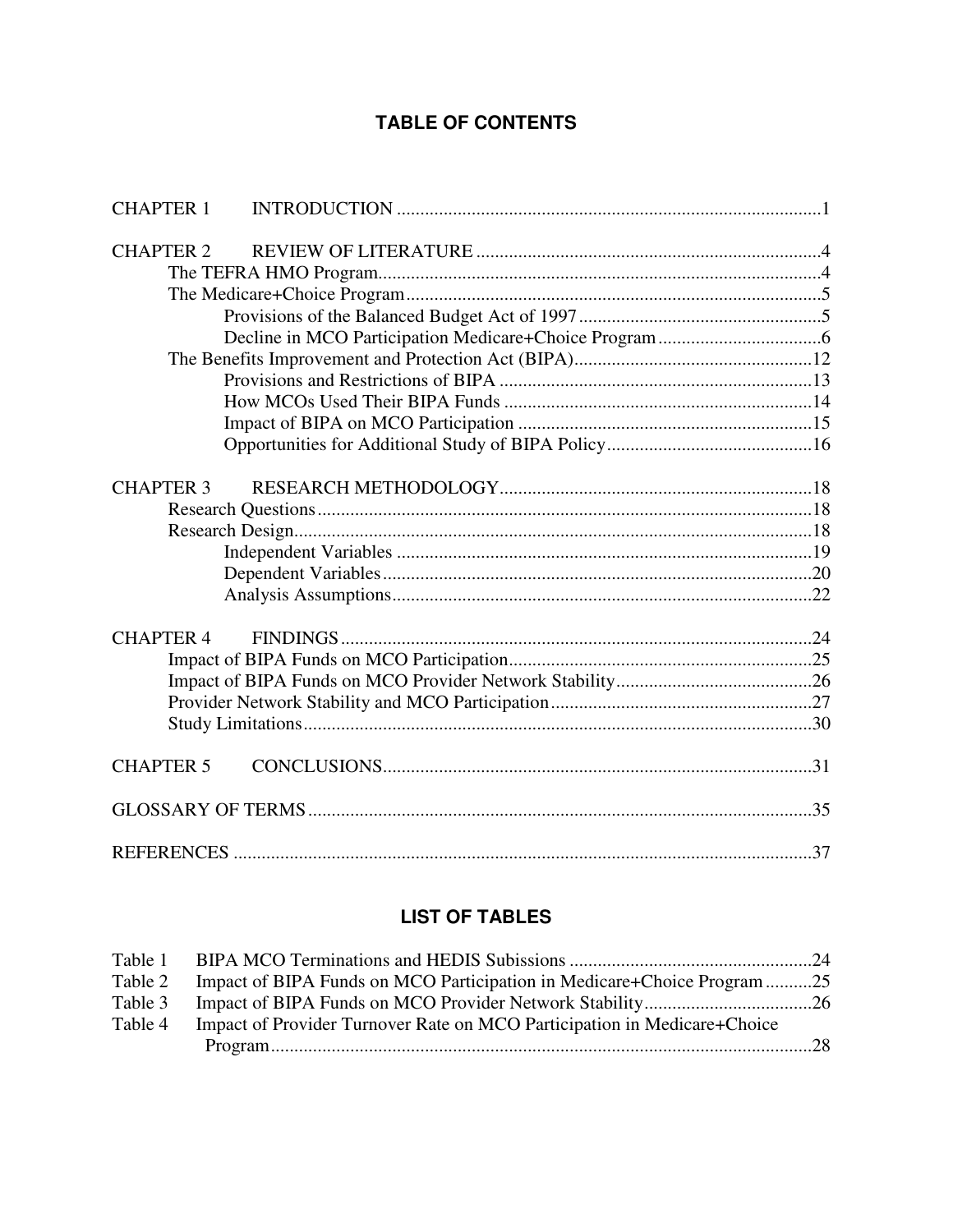## TABLE OF CONTENTS

CHAPTER 1 INTRODUCTION ..........................................................................................1

CHAPTER 2 REVIEW OF LITERATURE ..........................................................................4
- The TEFRA HMO Program...............................................................................................4
- The Medicare+Choice Program.........................................................................................5
  - Provisions of the Balanced Budget Act of 1997....................................................5
  - Decline in MCO Participation Medicare+Choice Program...................................6
- The Benefits Improvement and Protection Act (BIPA)...................................................12
  - Provisions and Restrictions of BIPA ...................................................................13
  - How MCOs Used Their BIPA Funds ..................................................................14
  - Impact of BIPA on MCO Participation ...............................................................15
  - Opportunities for Additional Study of BIPA Policy............................................16

CHAPTER 3 RESEARCH METHODOLOGY...................................................................18
- Research Questions...........................................................................................................18
- Research Design...............................................................................................................18
  - Independent Variables .........................................................................................19
  - Dependent Variables............................................................................................20
  - Analysis Assumptions..........................................................................................22

CHAPTER 4 FINDINGS .....................................................................................................24
- Impact of BIPA Funds on MCO Participation.................................................................25
- Impact of BIPA Funds on MCO Provider Network Stability..........................................26
- Provider Network Stability and MCO Participation........................................................27
- Study Limitations.............................................................................................................30

CHAPTER 5 CONCLUSIONS............................................................................................31

GLOSSARY OF TERMS ......................................................................................................35

REFERENCES .....................................................................................................................37

## LIST OF TABLES

| Table | Title | Page |
| --- | --- | --- |
| Table 1 | BIPA MCO Terminations and HEDIS Subissions | 24 |
| Table 2 | Impact of BIPA Funds on MCO Participation in Medicare+Choice Program | 25 |
| Table 3 | Impact of BIPA Funds on MCO Provider Network Stability | 26 |
| Table 4 | Impact of Provider Turnover Rate on MCO Participation in Medicare+Choice Program | 28 |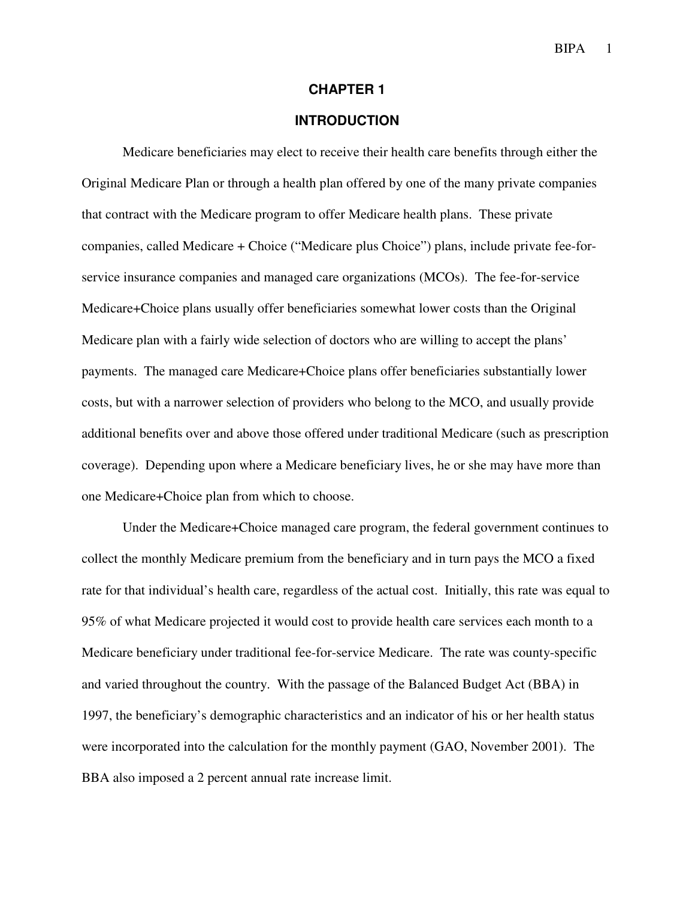# CHAPTER 1

## INTRODUCTION

Medicare beneficiaries may elect to receive their health care benefits through either the Original Medicare Plan or through a health plan offered by one of the many private companies that contract with the Medicare program to offer Medicare health plans. These private companies, called Medicare + Choice ("Medicare plus Choice") plans, include private fee-for-service insurance companies and managed care organizations (MCOs). The fee-for-service Medicare+Choice plans usually offer beneficiaries somewhat lower costs than the Original Medicare plan with a fairly wide selection of doctors who are willing to accept the plans' payments. The managed care Medicare+Choice plans offer beneficiaries substantially lower costs, but with a narrower selection of providers who belong to the MCO, and usually provide additional benefits over and above those offered under traditional Medicare (such as prescription coverage). Depending upon where a Medicare beneficiary lives, he or she may have more than one Medicare+Choice plan from which to choose.

Under the Medicare+Choice managed care program, the federal government continues to collect the monthly Medicare premium from the beneficiary and in turn pays the MCO a fixed rate for that individual's health care, regardless of the actual cost. Initially, this rate was equal to 95% of what Medicare projected it would cost to provide health care services each month to a Medicare beneficiary under traditional fee-for-service Medicare. The rate was county-specific and varied throughout the country. With the passage of the Balanced Budget Act (BBA) in 1997, the beneficiary's demographic characteristics and an indicator of his or her health status were incorporated into the calculation for the monthly payment (GAO, November 2001). The BBA also imposed a 2 percent annual rate increase limit.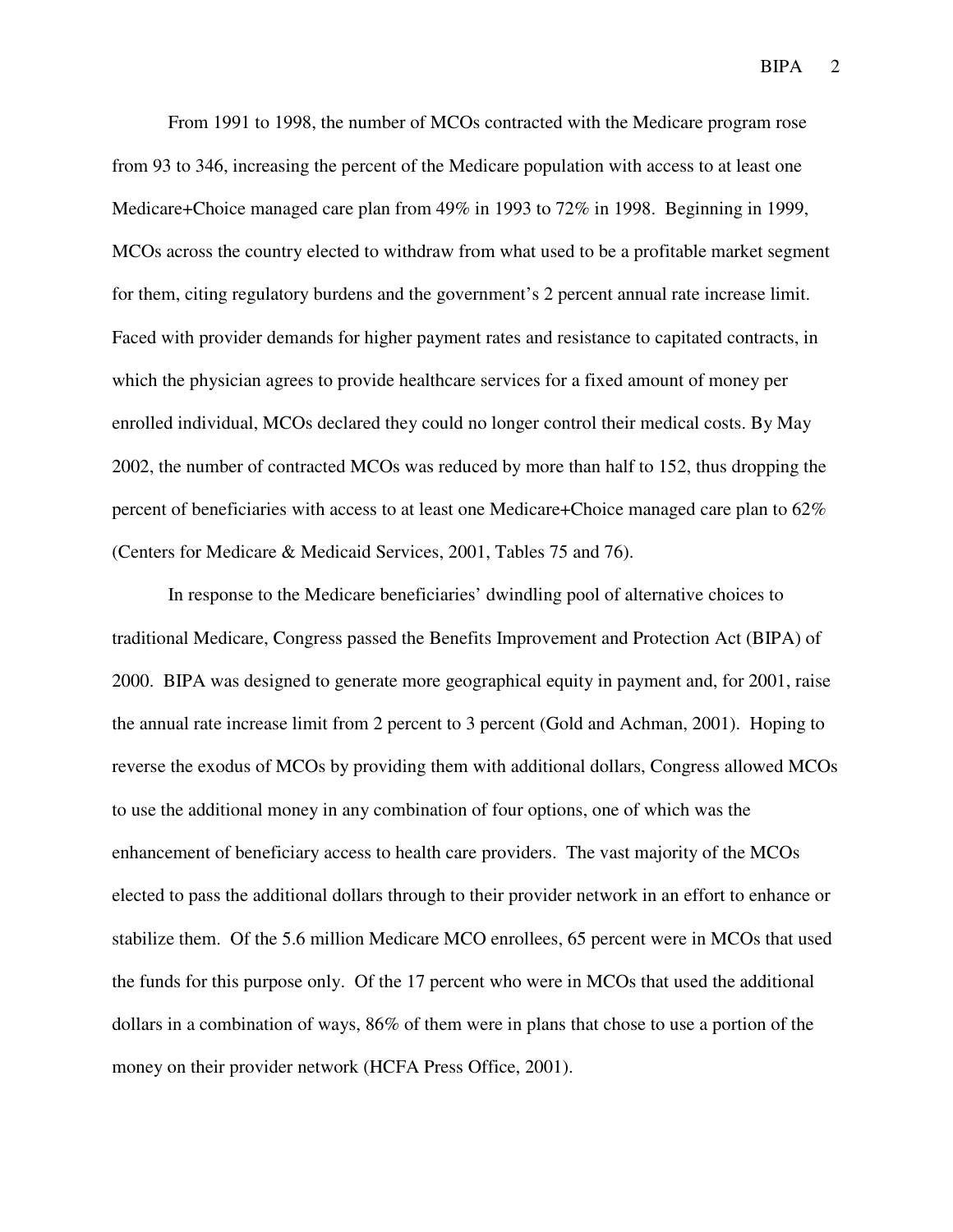From 1991 to 1998, the number of MCOs contracted with the Medicare program rose from 93 to 346, increasing the percent of the Medicare population with access to at least one Medicare+Choice managed care plan from 49% in 1993 to 72% in 1998. Beginning in 1999, MCOs across the country elected to withdraw from what used to be a profitable market segment for them, citing regulatory burdens and the government's 2 percent annual rate increase limit. Faced with provider demands for higher payment rates and resistance to capitated contracts, in which the physician agrees to provide healthcare services for a fixed amount of money per enrolled individual, MCOs declared they could no longer control their medical costs. By May 2002, the number of contracted MCOs was reduced by more than half to 152, thus dropping the percent of beneficiaries with access to at least one Medicare+Choice managed care plan to 62% (Centers for Medicare & Medicaid Services, 2001, Tables 75 and 76).

In response to the Medicare beneficiaries' dwindling pool of alternative choices to traditional Medicare, Congress passed the Benefits Improvement and Protection Act (BIPA) of 2000. BIPA was designed to generate more geographical equity in payment and, for 2001, raise the annual rate increase limit from 2 percent to 3 percent (Gold and Achman, 2001). Hoping to reverse the exodus of MCOs by providing them with additional dollars, Congress allowed MCOs to use the additional money in any combination of four options, one of which was the enhancement of beneficiary access to health care providers. The vast majority of the MCOs elected to pass the additional dollars through to their provider network in an effort to enhance or stabilize them. Of the 5.6 million Medicare MCO enrollees, 65 percent were in MCOs that used the funds for this purpose only. Of the 17 percent who were in MCOs that used the additional dollars in a combination of ways, 86% of them were in plans that chose to use a portion of the money on their provider network (HCFA Press Office, 2001).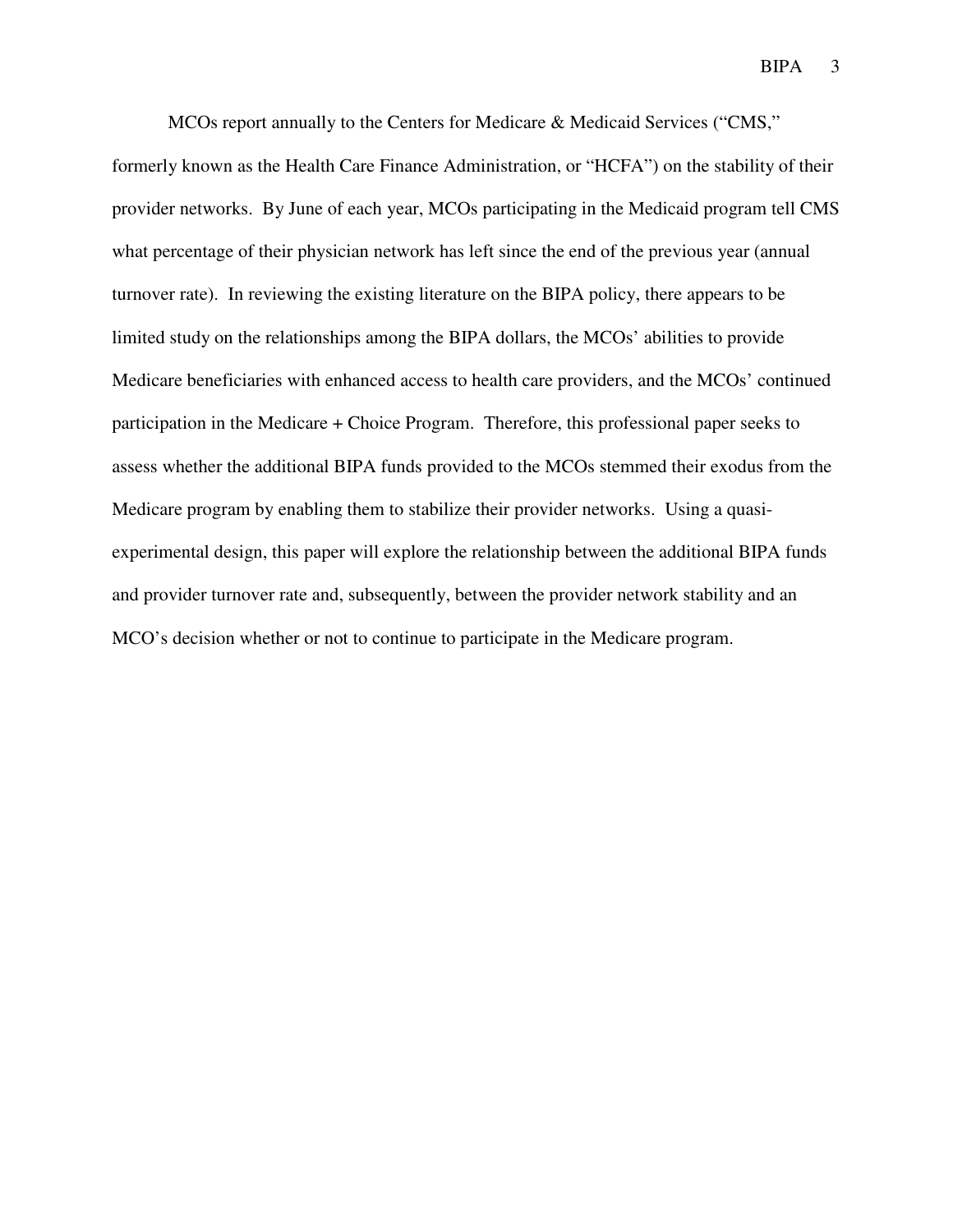MCOs report annually to the Centers for Medicare & Medicaid Services ("CMS," formerly known as the Health Care Finance Administration, or "HCFA") on the stability of their provider networks. By June of each year, MCOs participating in the Medicaid program tell CMS what percentage of their physician network has left since the end of the previous year (annual turnover rate). In reviewing the existing literature on the BIPA policy, there appears to be limited study on the relationships among the BIPA dollars, the MCOs' abilities to provide Medicare beneficiaries with enhanced access to health care providers, and the MCOs' continued participation in the Medicare + Choice Program. Therefore, this professional paper seeks to assess whether the additional BIPA funds provided to the MCOs stemmed their exodus from the Medicare program by enabling them to stabilize their provider networks. Using a quasi-experimental design, this paper will explore the relationship between the additional BIPA funds and provider turnover rate and, subsequently, between the provider network stability and an MCO's decision whether or not to continue to participate in the Medicare program.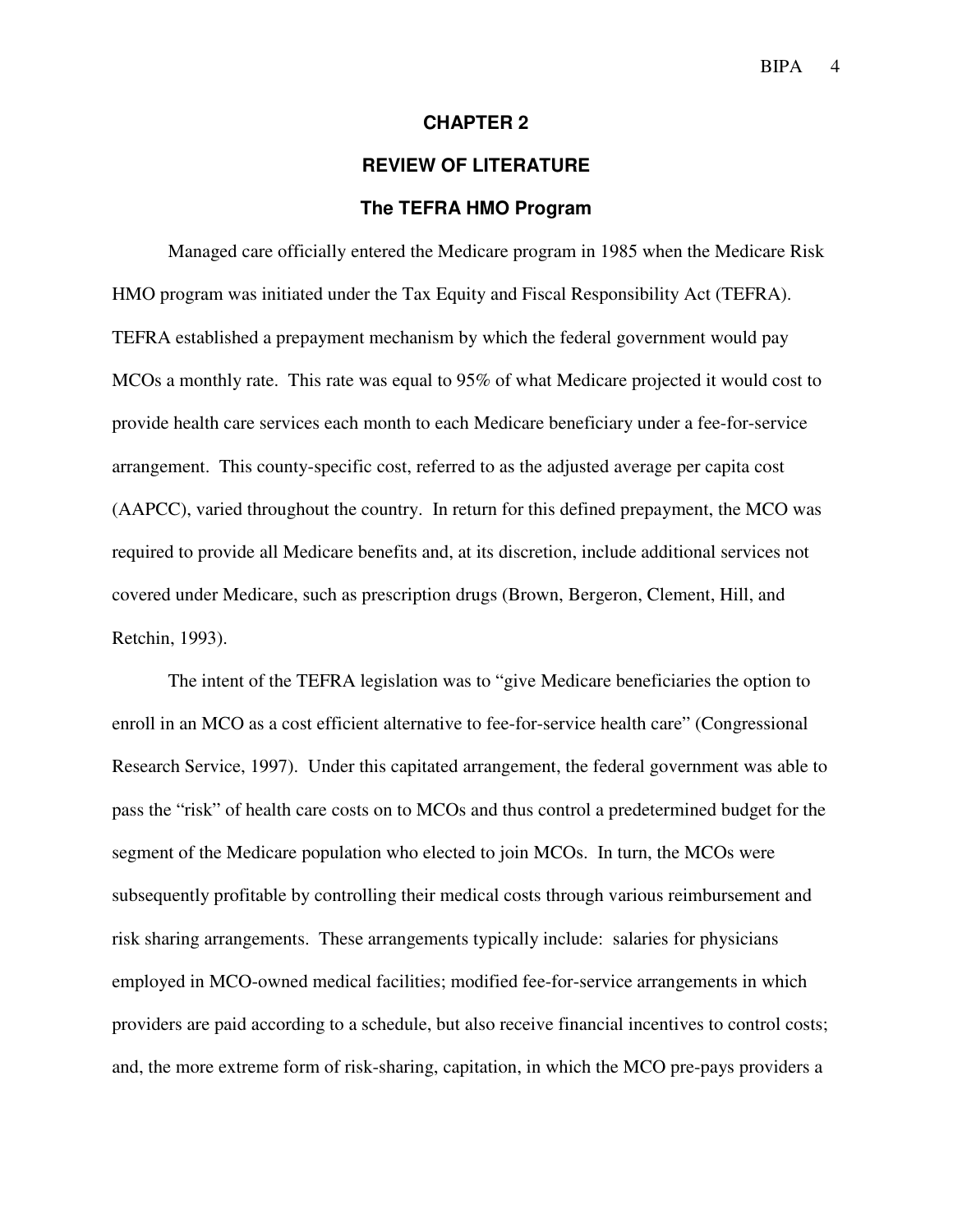# CHAPTER 2

## REVIEW OF LITERATURE

### The TEFRA HMO Program

Managed care officially entered the Medicare program in 1985 when the Medicare Risk HMO program was initiated under the Tax Equity and Fiscal Responsibility Act (TEFRA). TEFRA established a prepayment mechanism by which the federal government would pay MCOs a monthly rate. This rate was equal to 95% of what Medicare projected it would cost to provide health care services each month to each Medicare beneficiary under a fee-for-service arrangement. This county-specific cost, referred to as the adjusted average per capita cost (AAPCC), varied throughout the country. In return for this defined prepayment, the MCO was required to provide all Medicare benefits and, at its discretion, include additional services not covered under Medicare, such as prescription drugs (Brown, Bergeron, Clement, Hill, and Retchin, 1993).

The intent of the TEFRA legislation was to "give Medicare beneficiaries the option to enroll in an MCO as a cost efficient alternative to fee-for-service health care" (Congressional Research Service, 1997). Under this capitated arrangement, the federal government was able to pass the "risk" of health care costs on to MCOs and thus control a predetermined budget for the segment of the Medicare population who elected to join MCOs. In turn, the MCOs were subsequently profitable by controlling their medical costs through various reimbursement and risk sharing arrangements. These arrangements typically include: salaries for physicians employed in MCO-owned medical facilities; modified fee-for-service arrangements in which providers are paid according to a schedule, but also receive financial incentives to control costs; and, the more extreme form of risk-sharing, capitation, in which the MCO pre-pays providers a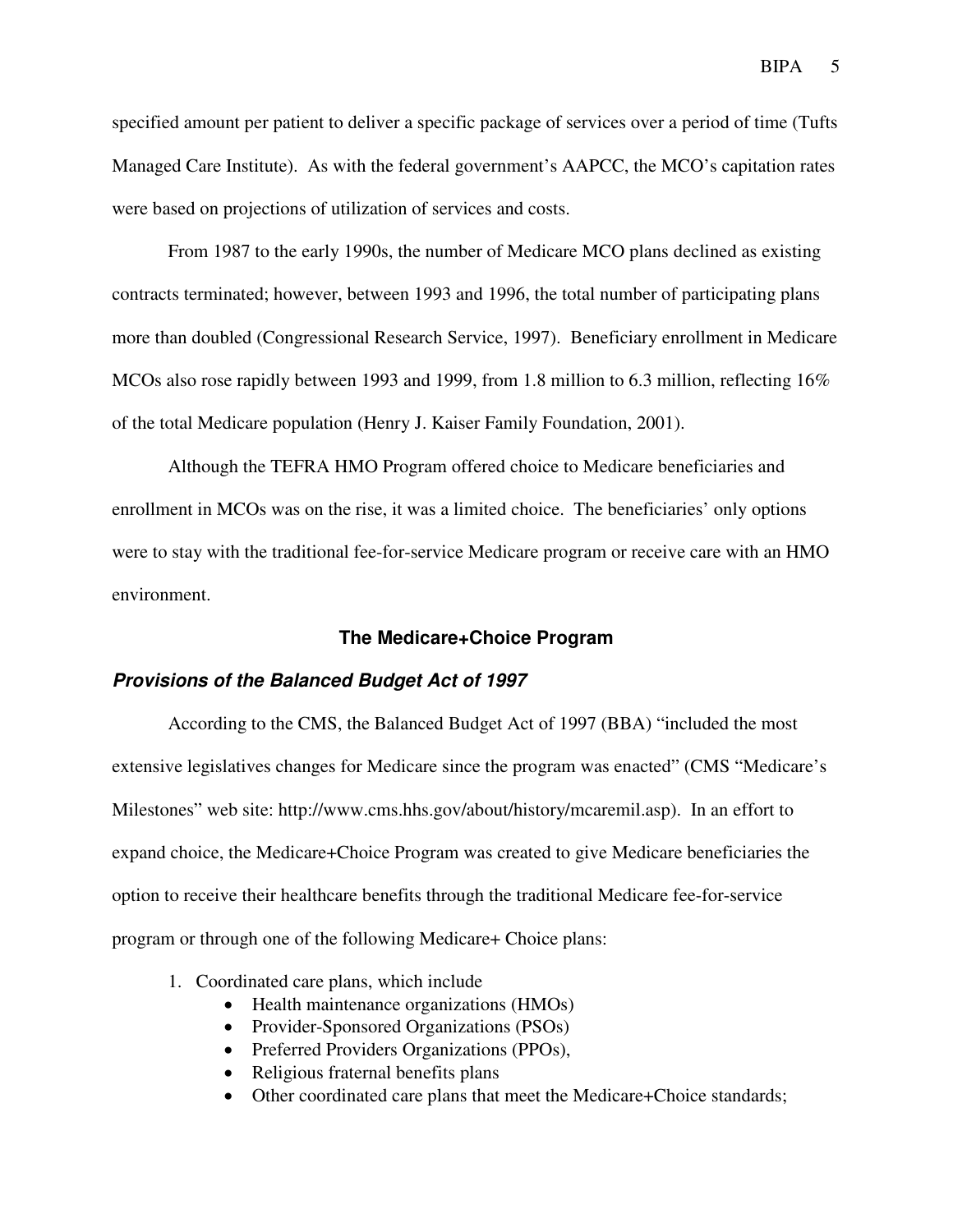specified amount per patient to deliver a specific package of services over a period of time (Tufts Managed Care Institute). As with the federal government's AAPCC, the MCO's capitation rates were based on projections of utilization of services and costs.

From 1987 to the early 1990s, the number of Medicare MCO plans declined as existing contracts terminated; however, between 1993 and 1996, the total number of participating plans more than doubled (Congressional Research Service, 1997). Beneficiary enrollment in Medicare MCOs also rose rapidly between 1993 and 1999, from 1.8 million to 6.3 million, reflecting 16% of the total Medicare population (Henry J. Kaiser Family Foundation, 2001).

Although the TEFRA HMO Program offered choice to Medicare beneficiaries and enrollment in MCOs was on the rise, it was a limited choice. The beneficiaries' only options were to stay with the traditional fee-for-service Medicare program or receive care with an HMO environment.

## The Medicare+Choice Program

### *Provisions of the Balanced Budget Act of 1997*

According to the CMS, the Balanced Budget Act of 1997 (BBA) "included the most extensive legislatives changes for Medicare since the program was enacted" (CMS "Medicare's Milestones" web site: http://www.cms.hhs.gov/about/history/mcaremil.asp). In an effort to expand choice, the Medicare+Choice Program was created to give Medicare beneficiaries the option to receive their healthcare benefits through the traditional Medicare fee-for-service program or through one of the following Medicare+ Choice plans:

1. Coordinated care plans, which include
   - Health maintenance organizations (HMOs)
   - Provider-Sponsored Organizations (PSOs)
   - Preferred Providers Organizations (PPOs),
   - Religious fraternal benefits plans
   - Other coordinated care plans that meet the Medicare+Choice standards;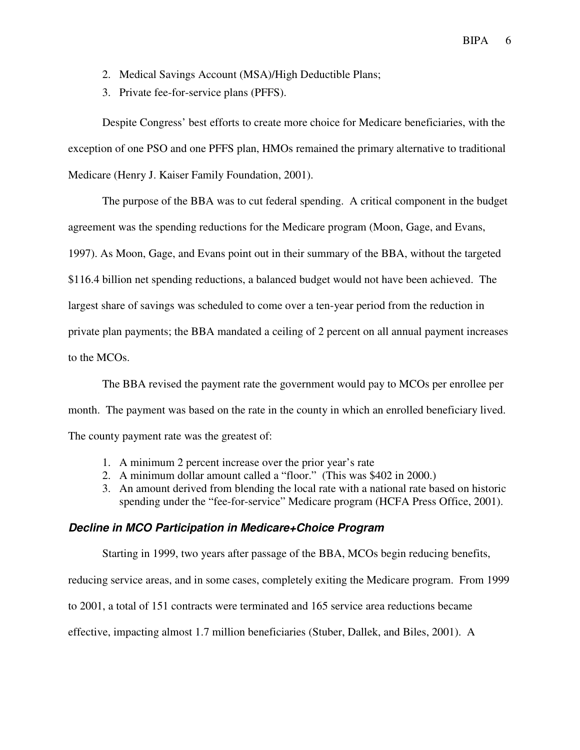2. Medical Savings Account (MSA)/High Deductible Plans;
3. Private fee-for-service plans (PFFS).

Despite Congress' best efforts to create more choice for Medicare beneficiaries, with the exception of one PSO and one PFFS plan, HMOs remained the primary alternative to traditional Medicare (Henry J. Kaiser Family Foundation, 2001).

The purpose of the BBA was to cut federal spending. A critical component in the budget agreement was the spending reductions for the Medicare program (Moon, Gage, and Evans, 1997). As Moon, Gage, and Evans point out in their summary of the BBA, without the targeted $116.4 billion net spending reductions, a balanced budget would not have been achieved. The largest share of savings was scheduled to come over a ten-year period from the reduction in private plan payments; the BBA mandated a ceiling of 2 percent on all annual payment increases to the MCOs.

The BBA revised the payment rate the government would pay to MCOs per enrollee per month. The payment was based on the rate in the county in which an enrolled beneficiary lived. The county payment rate was the greatest of:

1. A minimum 2 percent increase over the prior year's rate
2. A minimum dollar amount called a "floor." (This was $402 in 2000.)
3. An amount derived from blending the local rate with a national rate based on historic spending under the "fee-for-service" Medicare program (HCFA Press Office, 2001).

### *Decline in MCO Participation in Medicare+Choice Program*

Starting in 1999, two years after passage of the BBA, MCOs begin reducing benefits, reducing service areas, and in some cases, completely exiting the Medicare program. From 1999 to 2001, a total of 151 contracts were terminated and 165 service area reductions became effective, impacting almost 1.7 million beneficiaries (Stuber, Dallek, and Biles, 2001). A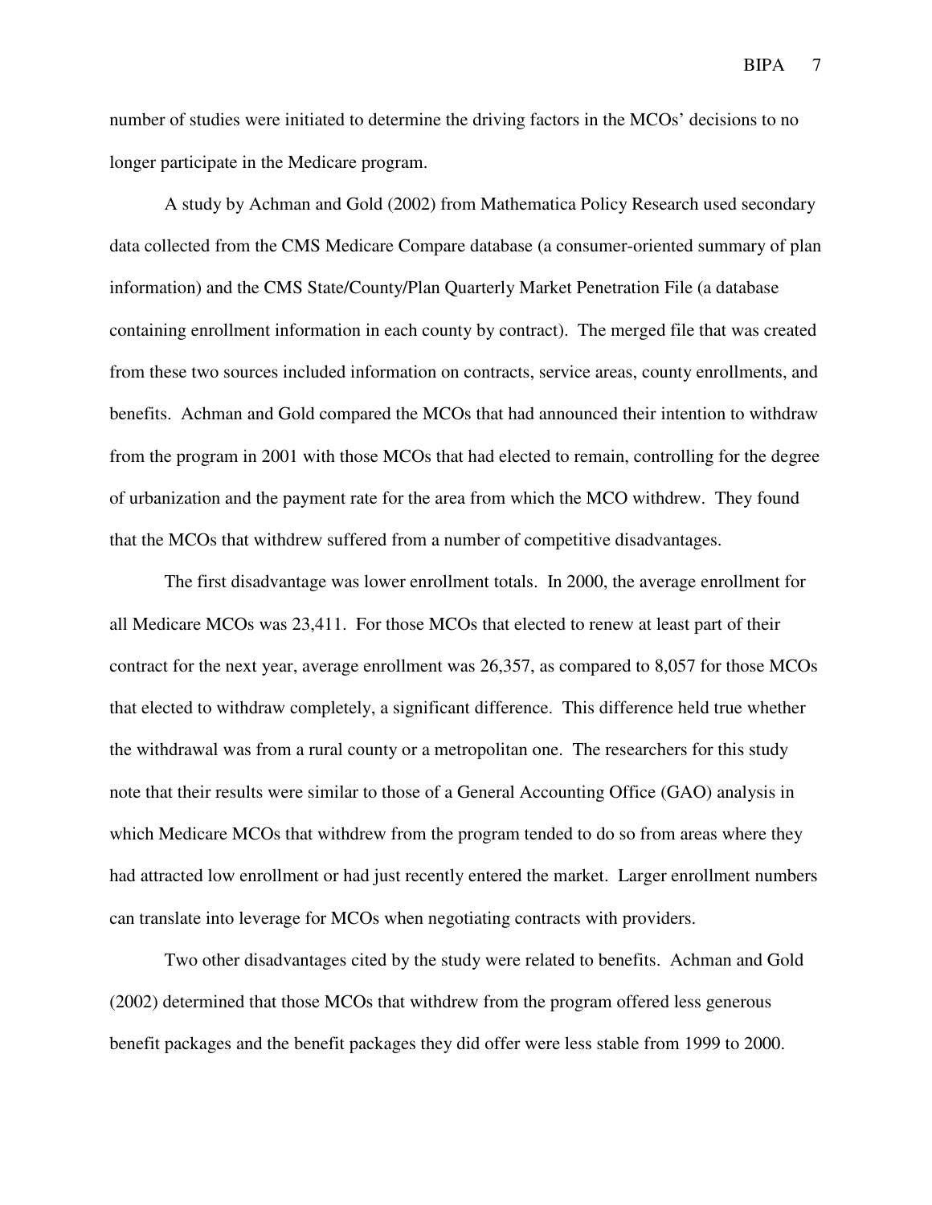number of studies were initiated to determine the driving factors in the MCOs' decisions to no longer participate in the Medicare program.

A study by Achman and Gold (2002) from Mathematica Policy Research used secondary data collected from the CMS Medicare Compare database (a consumer-oriented summary of plan information) and the CMS State/County/Plan Quarterly Market Penetration File (a database containing enrollment information in each county by contract). The merged file that was created from these two sources included information on contracts, service areas, county enrollments, and benefits. Achman and Gold compared the MCOs that had announced their intention to withdraw from the program in 2001 with those MCOs that had elected to remain, controlling for the degree of urbanization and the payment rate for the area from which the MCO withdrew. They found that the MCOs that withdrew suffered from a number of competitive disadvantages.

The first disadvantage was lower enrollment totals. In 2000, the average enrollment for all Medicare MCOs was 23,411. For those MCOs that elected to renew at least part of their contract for the next year, average enrollment was 26,357, as compared to 8,057 for those MCOs that elected to withdraw completely, a significant difference. This difference held true whether the withdrawal was from a rural county or a metropolitan one. The researchers for this study note that their results were similar to those of a General Accounting Office (GAO) analysis in which Medicare MCOs that withdrew from the program tended to do so from areas where they had attracted low enrollment or had just recently entered the market. Larger enrollment numbers can translate into leverage for MCOs when negotiating contracts with providers.

Two other disadvantages cited by the study were related to benefits. Achman and Gold (2002) determined that those MCOs that withdrew from the program offered less generous benefit packages and the benefit packages they did offer were less stable from 1999 to 2000.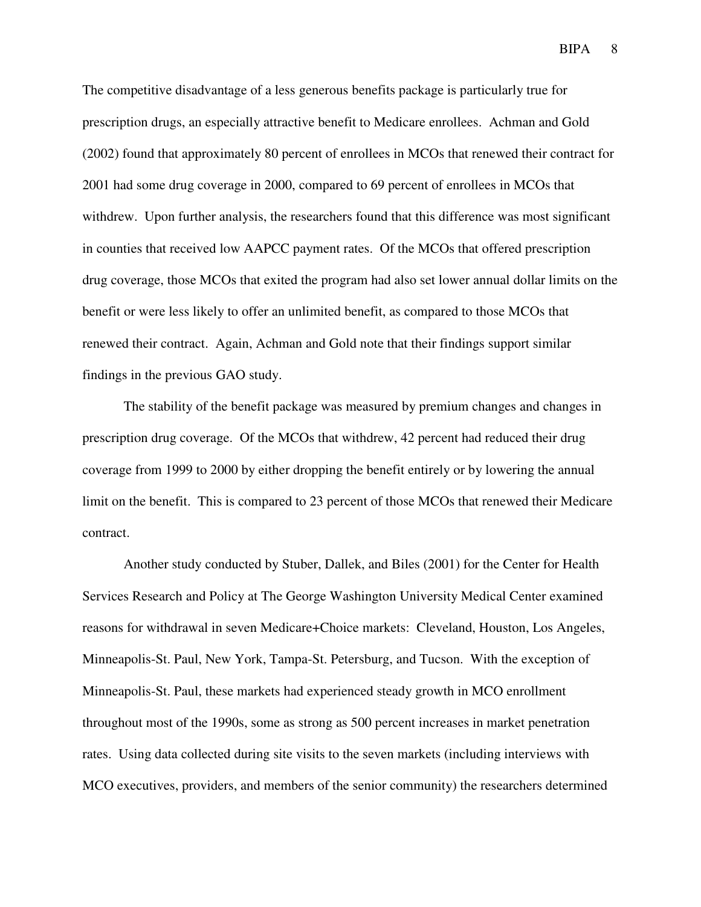The competitive disadvantage of a less generous benefits package is particularly true for prescription drugs, an especially attractive benefit to Medicare enrollees. Achman and Gold (2002) found that approximately 80 percent of enrollees in MCOs that renewed their contract for 2001 had some drug coverage in 2000, compared to 69 percent of enrollees in MCOs that withdrew. Upon further analysis, the researchers found that this difference was most significant in counties that received low AAPCC payment rates. Of the MCOs that offered prescription drug coverage, those MCOs that exited the program had also set lower annual dollar limits on the benefit or were less likely to offer an unlimited benefit, as compared to those MCOs that renewed their contract. Again, Achman and Gold note that their findings support similar findings in the previous GAO study.

The stability of the benefit package was measured by premium changes and changes in prescription drug coverage. Of the MCOs that withdrew, 42 percent had reduced their drug coverage from 1999 to 2000 by either dropping the benefit entirely or by lowering the annual limit on the benefit. This is compared to 23 percent of those MCOs that renewed their Medicare contract.

Another study conducted by Stuber, Dallek, and Biles (2001) for the Center for Health Services Research and Policy at The George Washington University Medical Center examined reasons for withdrawal in seven Medicare+Choice markets: Cleveland, Houston, Los Angeles, Minneapolis-St. Paul, New York, Tampa-St. Petersburg, and Tucson. With the exception of Minneapolis-St. Paul, these markets had experienced steady growth in MCO enrollment throughout most of the 1990s, some as strong as 500 percent increases in market penetration rates. Using data collected during site visits to the seven markets (including interviews with MCO executives, providers, and members of the senior community) the researchers determined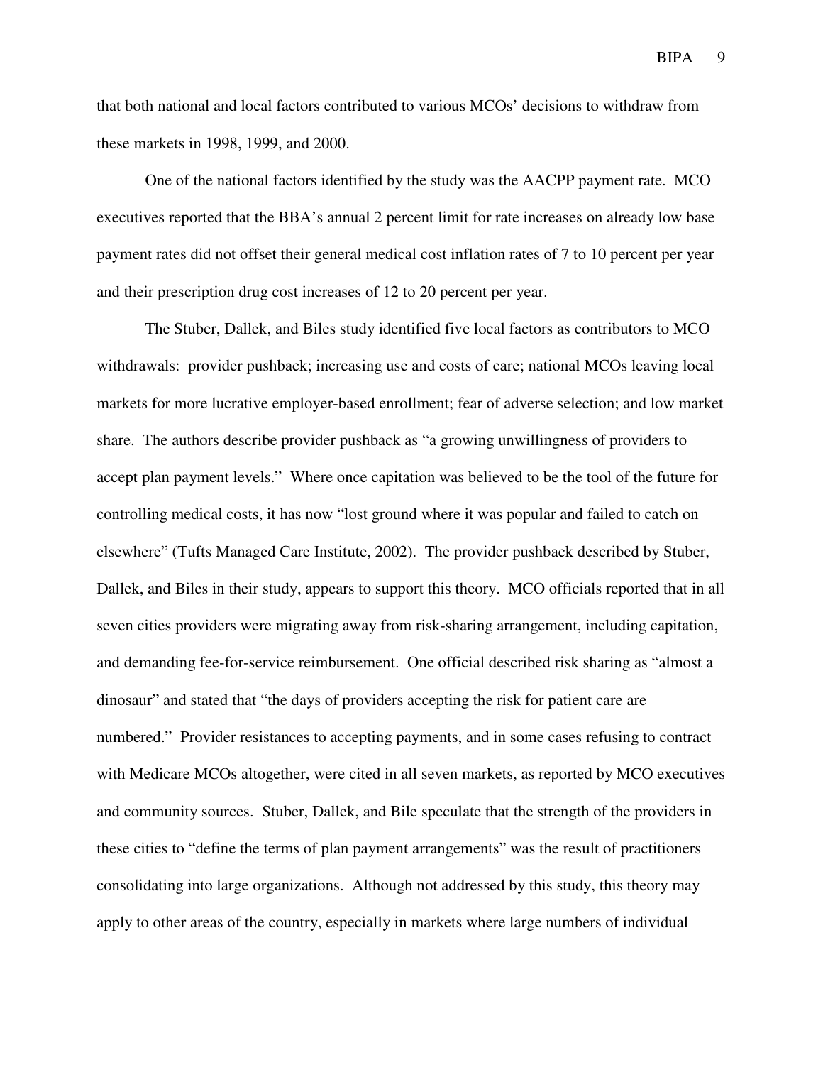that both national and local factors contributed to various MCOs' decisions to withdraw from these markets in 1998, 1999, and 2000.

One of the national factors identified by the study was the AACPP payment rate. MCO executives reported that the BBA's annual 2 percent limit for rate increases on already low base payment rates did not offset their general medical cost inflation rates of 7 to 10 percent per year and their prescription drug cost increases of 12 to 20 percent per year.

The Stuber, Dallek, and Biles study identified five local factors as contributors to MCO withdrawals: provider pushback; increasing use and costs of care; national MCOs leaving local markets for more lucrative employer-based enrollment; fear of adverse selection; and low market share. The authors describe provider pushback as "a growing unwillingness of providers to accept plan payment levels." Where once capitation was believed to be the tool of the future for controlling medical costs, it has now "lost ground where it was popular and failed to catch on elsewhere" (Tufts Managed Care Institute, 2002). The provider pushback described by Stuber, Dallek, and Biles in their study, appears to support this theory. MCO officials reported that in all seven cities providers were migrating away from risk-sharing arrangement, including capitation, and demanding fee-for-service reimbursement. One official described risk sharing as "almost a dinosaur" and stated that "the days of providers accepting the risk for patient care are numbered." Provider resistances to accepting payments, and in some cases refusing to contract with Medicare MCOs altogether, were cited in all seven markets, as reported by MCO executives and community sources. Stuber, Dallek, and Bile speculate that the strength of the providers in these cities to "define the terms of plan payment arrangements" was the result of practitioners consolidating into large organizations. Although not addressed by this study, this theory may apply to other areas of the country, especially in markets where large numbers of individual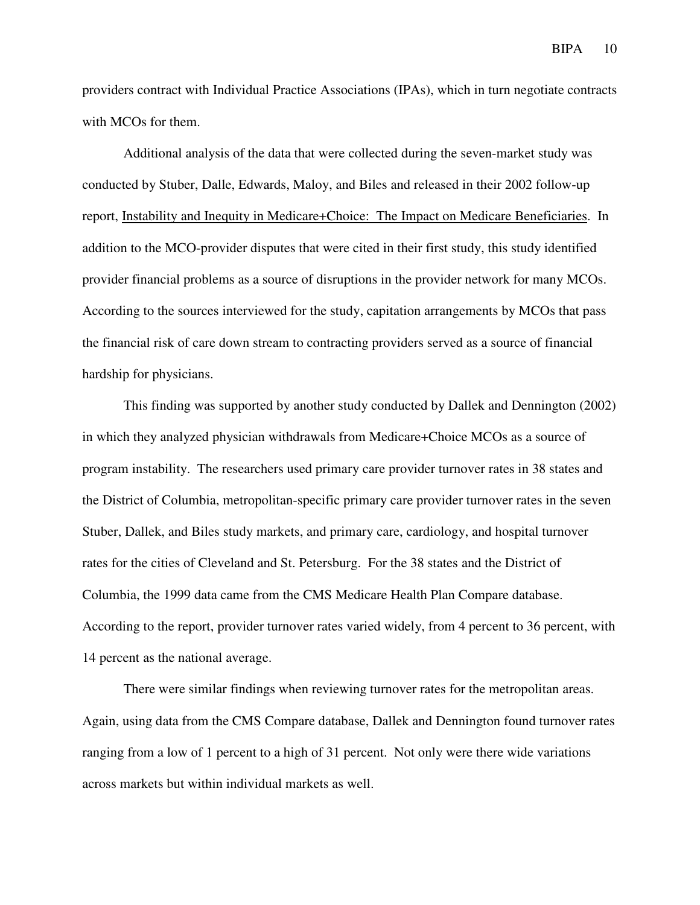providers contract with Individual Practice Associations (IPAs), which in turn negotiate contracts with MCOs for them.

Additional analysis of the data that were collected during the seven-market study was conducted by Stuber, Dalle, Edwards, Maloy, and Biles and released in their 2002 follow-up report, Instability and Inequity in Medicare+Choice: The Impact on Medicare Beneficiaries. In addition to the MCO-provider disputes that were cited in their first study, this study identified provider financial problems as a source of disruptions in the provider network for many MCOs. According to the sources interviewed for the study, capitation arrangements by MCOs that pass the financial risk of care down stream to contracting providers served as a source of financial hardship for physicians.

This finding was supported by another study conducted by Dallek and Dennington (2002) in which they analyzed physician withdrawals from Medicare+Choice MCOs as a source of program instability. The researchers used primary care provider turnover rates in 38 states and the District of Columbia, metropolitan-specific primary care provider turnover rates in the seven Stuber, Dallek, and Biles study markets, and primary care, cardiology, and hospital turnover rates for the cities of Cleveland and St. Petersburg. For the 38 states and the District of Columbia, the 1999 data came from the CMS Medicare Health Plan Compare database. According to the report, provider turnover rates varied widely, from 4 percent to 36 percent, with 14 percent as the national average.

There were similar findings when reviewing turnover rates for the metropolitan areas. Again, using data from the CMS Compare database, Dallek and Dennington found turnover rates ranging from a low of 1 percent to a high of 31 percent. Not only were there wide variations across markets but within individual markets as well.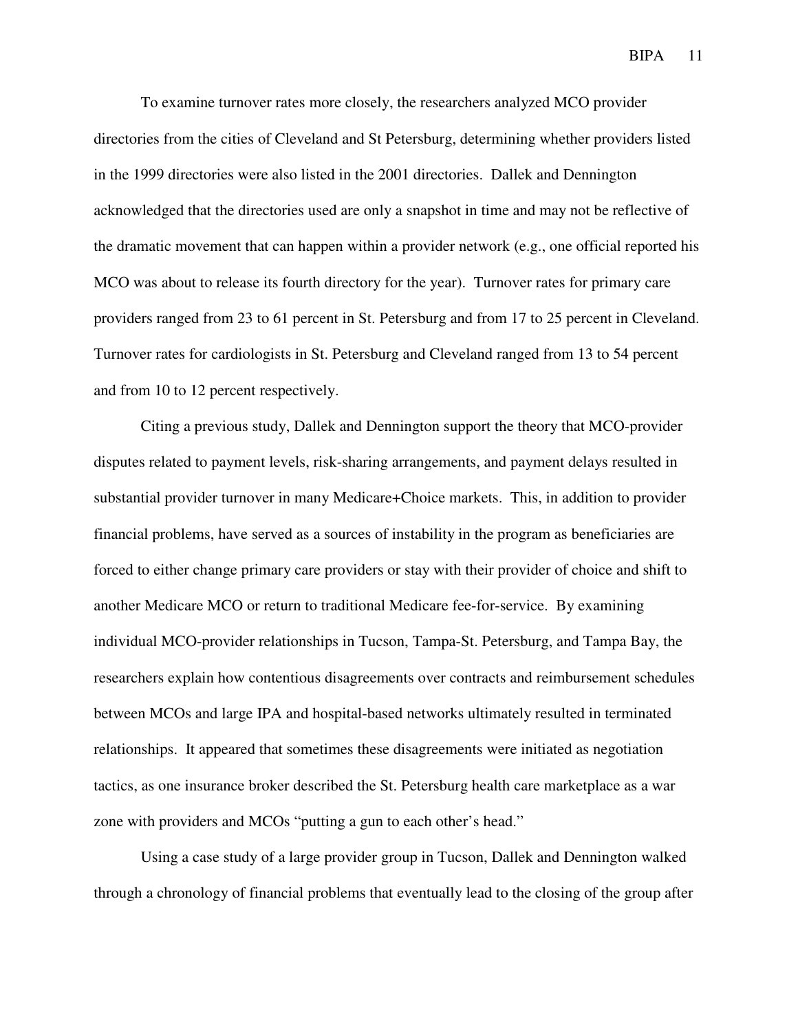To examine turnover rates more closely, the researchers analyzed MCO provider directories from the cities of Cleveland and St Petersburg, determining whether providers listed in the 1999 directories were also listed in the 2001 directories. Dallek and Dennington acknowledged that the directories used are only a snapshot in time and may not be reflective of the dramatic movement that can happen within a provider network (e.g., one official reported his MCO was about to release its fourth directory for the year). Turnover rates for primary care providers ranged from 23 to 61 percent in St. Petersburg and from 17 to 25 percent in Cleveland. Turnover rates for cardiologists in St. Petersburg and Cleveland ranged from 13 to 54 percent and from 10 to 12 percent respectively.

Citing a previous study, Dallek and Dennington support the theory that MCO-provider disputes related to payment levels, risk-sharing arrangements, and payment delays resulted in substantial provider turnover in many Medicare+Choice markets. This, in addition to provider financial problems, have served as a sources of instability in the program as beneficiaries are forced to either change primary care providers or stay with their provider of choice and shift to another Medicare MCO or return to traditional Medicare fee-for-service. By examining individual MCO-provider relationships in Tucson, Tampa-St. Petersburg, and Tampa Bay, the researchers explain how contentious disagreements over contracts and reimbursement schedules between MCOs and large IPA and hospital-based networks ultimately resulted in terminated relationships. It appeared that sometimes these disagreements were initiated as negotiation tactics, as one insurance broker described the St. Petersburg health care marketplace as a war zone with providers and MCOs "putting a gun to each other's head."

Using a case study of a large provider group in Tucson, Dallek and Dennington walked through a chronology of financial problems that eventually lead to the closing of the group after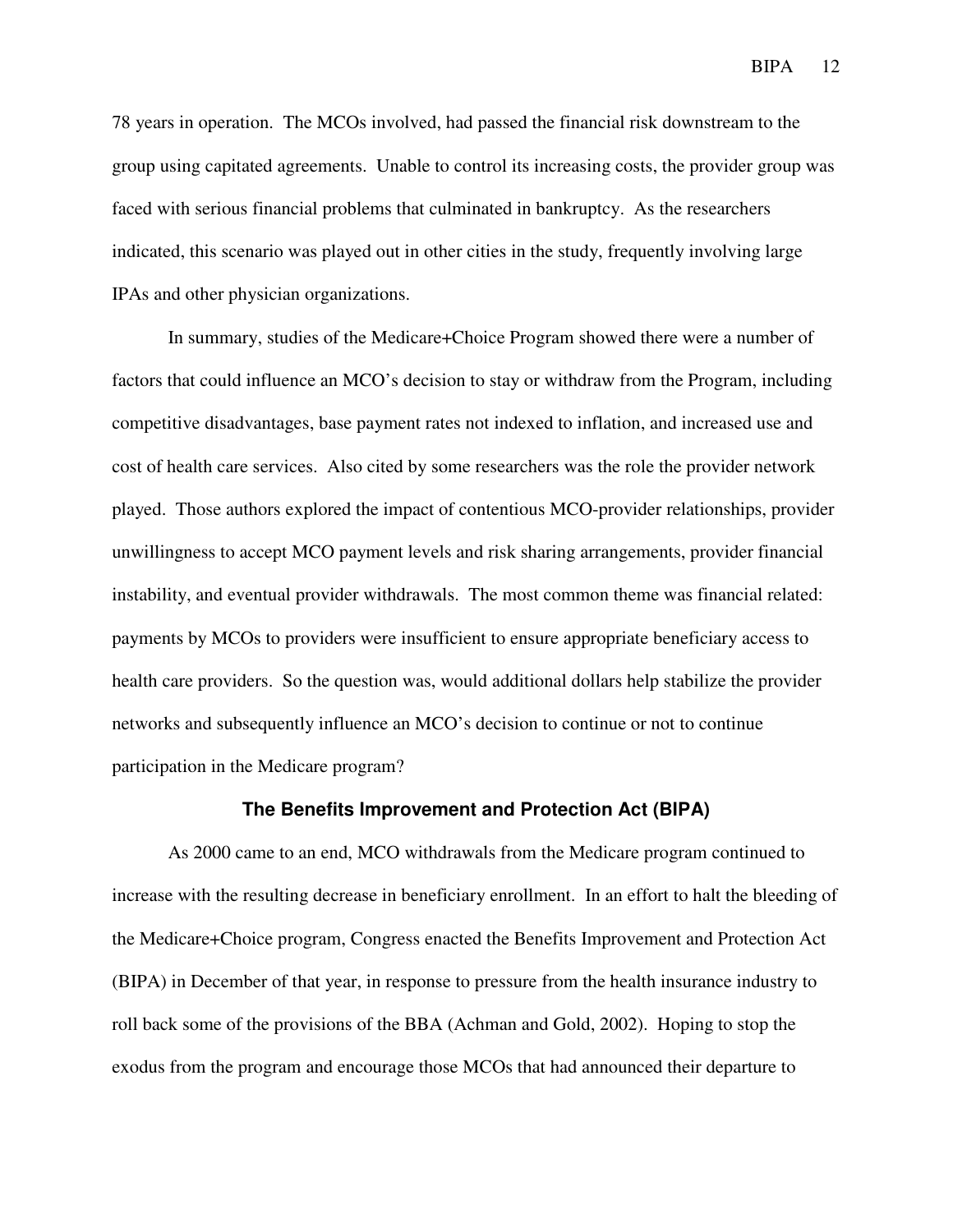78 years in operation. The MCOs involved, had passed the financial risk downstream to the group using capitated agreements. Unable to control its increasing costs, the provider group was faced with serious financial problems that culminated in bankruptcy. As the researchers indicated, this scenario was played out in other cities in the study, frequently involving large IPAs and other physician organizations.

In summary, studies of the Medicare+Choice Program showed there were a number of factors that could influence an MCO's decision to stay or withdraw from the Program, including competitive disadvantages, base payment rates not indexed to inflation, and increased use and cost of health care services. Also cited by some researchers was the role the provider network played. Those authors explored the impact of contentious MCO-provider relationships, provider unwillingness to accept MCO payment levels and risk sharing arrangements, provider financial instability, and eventual provider withdrawals. The most common theme was financial related: payments by MCOs to providers were insufficient to ensure appropriate beneficiary access to health care providers. So the question was, would additional dollars help stabilize the provider networks and subsequently influence an MCO's decision to continue or not to continue participation in the Medicare program?

## The Benefits Improvement and Protection Act (BIPA)

As 2000 came to an end, MCO withdrawals from the Medicare program continued to increase with the resulting decrease in beneficiary enrollment. In an effort to halt the bleeding of the Medicare+Choice program, Congress enacted the Benefits Improvement and Protection Act (BIPA) in December of that year, in response to pressure from the health insurance industry to roll back some of the provisions of the BBA (Achman and Gold, 2002). Hoping to stop the exodus from the program and encourage those MCOs that had announced their departure to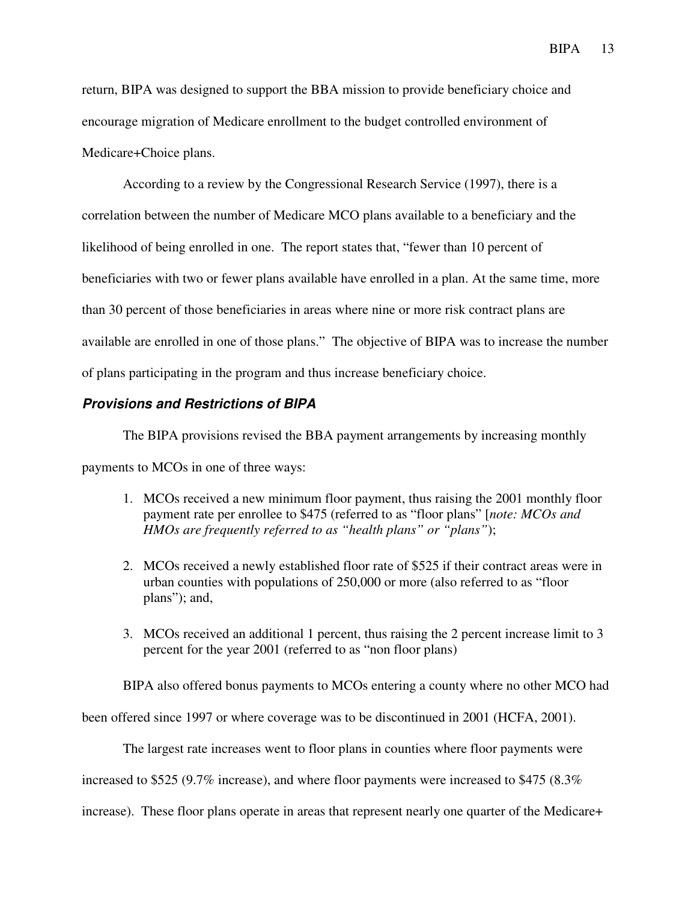return, BIPA was designed to support the BBA mission to provide beneficiary choice and encourage migration of Medicare enrollment to the budget controlled environment of Medicare+Choice plans.

According to a review by the Congressional Research Service (1997), there is a correlation between the number of Medicare MCO plans available to a beneficiary and the likelihood of being enrolled in one. The report states that, "fewer than 10 percent of beneficiaries with two or fewer plans available have enrolled in a plan. At the same time, more than 30 percent of those beneficiaries in areas where nine or more risk contract plans are available are enrolled in one of those plans." The objective of BIPA was to increase the number of plans participating in the program and thus increase beneficiary choice.

### *Provisions and Restrictions of BIPA*

The BIPA provisions revised the BBA payment arrangements by increasing monthly payments to MCOs in one of three ways:

1. MCOs received a new minimum floor payment, thus raising the 2001 monthly floor payment rate per enrollee to $475 (referred to as "floor plans" [*note: MCOs and HMOs are frequently referred to as "health plans" or "plans"*);

2. MCOs received a newly established floor rate of $525 if their contract areas were in urban counties with populations of 250,000 or more (also referred to as "floor plans"); and,

3. MCOs received an additional 1 percent, thus raising the 2 percent increase limit to 3 percent for the year 2001 (referred to as "non floor plans)

BIPA also offered bonus payments to MCOs entering a county where no other MCO had been offered since 1997 or where coverage was to be discontinued in 2001 (HCFA, 2001).

The largest rate increases went to floor plans in counties where floor payments were increased to $525 (9.7% increase), and where floor payments were increased to $475 (8.3% increase). These floor plans operate in areas that represent nearly one quarter of the Medicare+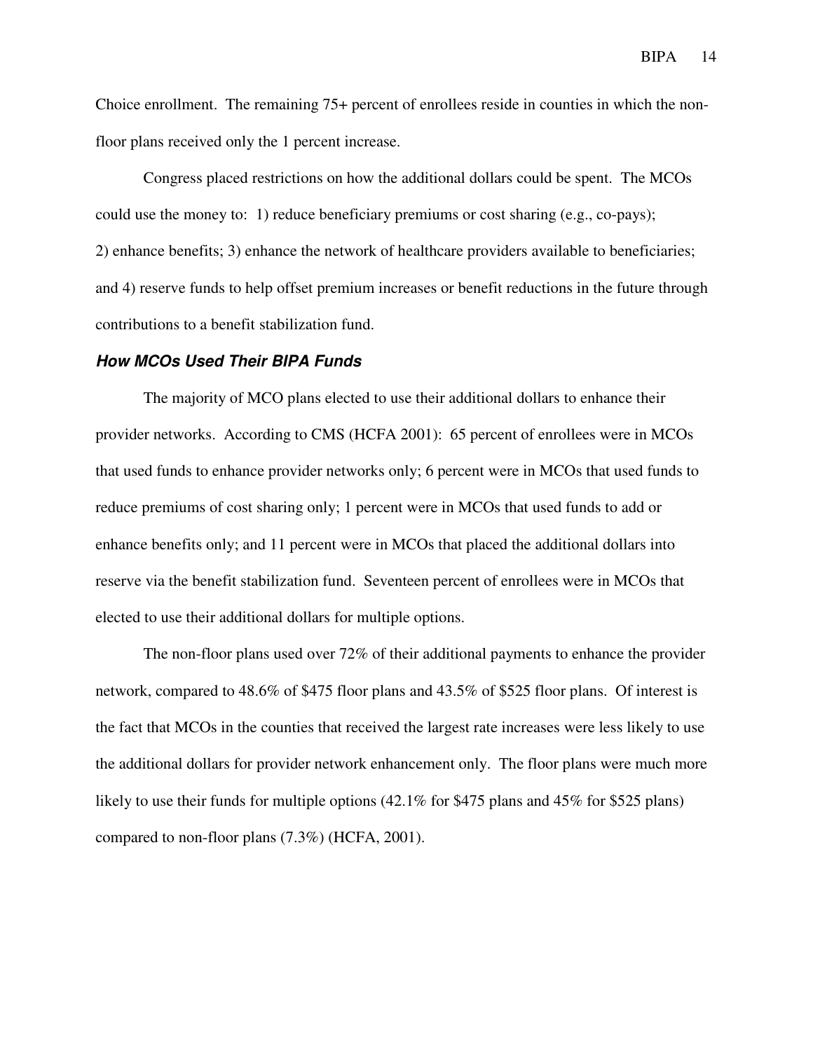Choice enrollment. The remaining 75+ percent of enrollees reside in counties in which the non-floor plans received only the 1 percent increase.

Congress placed restrictions on how the additional dollars could be spent. The MCOs could use the money to: 1) reduce beneficiary premiums or cost sharing (e.g., co-pays); 2) enhance benefits; 3) enhance the network of healthcare providers available to beneficiaries; and 4) reserve funds to help offset premium increases or benefit reductions in the future through contributions to a benefit stabilization fund.

### *How MCOs Used Their BIPA Funds*

The majority of MCO plans elected to use their additional dollars to enhance their provider networks. According to CMS (HCFA 2001): 65 percent of enrollees were in MCOs that used funds to enhance provider networks only; 6 percent were in MCOs that used funds to reduce premiums of cost sharing only; 1 percent were in MCOs that used funds to add or enhance benefits only; and 11 percent were in MCOs that placed the additional dollars into reserve via the benefit stabilization fund. Seventeen percent of enrollees were in MCOs that elected to use their additional dollars for multiple options.

The non-floor plans used over 72% of their additional payments to enhance the provider network, compared to 48.6% of $475 floor plans and 43.5% of $525 floor plans. Of interest is the fact that MCOs in the counties that received the largest rate increases were less likely to use the additional dollars for provider network enhancement only. The floor plans were much more likely to use their funds for multiple options (42.1% for $475 plans and 45% for $525 plans) compared to non-floor plans (7.3%) (HCFA, 2001).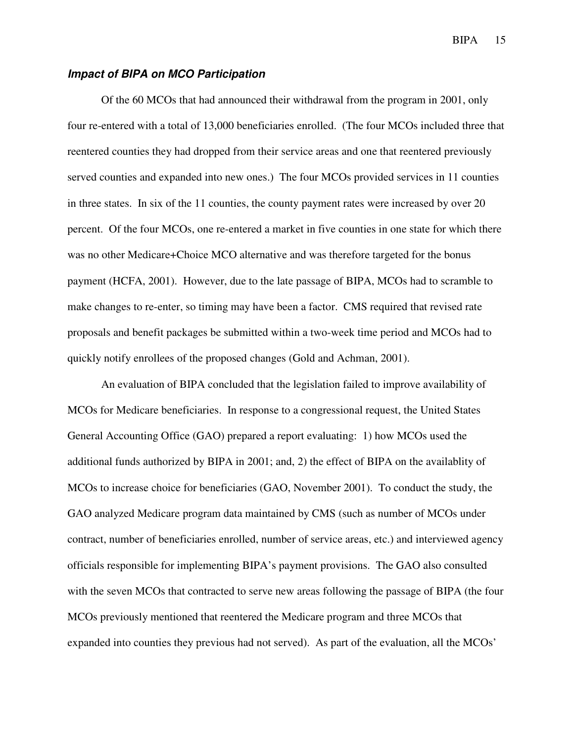### ***Impact of BIPA on MCO Participation***

Of the 60 MCOs that had announced their withdrawal from the program in 2001, only four re-entered with a total of 13,000 beneficiaries enrolled. (The four MCOs included three that reentered counties they had dropped from their service areas and one that reentered previously served counties and expanded into new ones.) The four MCOs provided services in 11 counties in three states. In six of the 11 counties, the county payment rates were increased by over 20 percent. Of the four MCOs, one re-entered a market in five counties in one state for which there was no other Medicare+Choice MCO alternative and was therefore targeted for the bonus payment (HCFA, 2001). However, due to the late passage of BIPA, MCOs had to scramble to make changes to re-enter, so timing may have been a factor. CMS required that revised rate proposals and benefit packages be submitted within a two-week time period and MCOs had to quickly notify enrollees of the proposed changes (Gold and Achman, 2001).

An evaluation of BIPA concluded that the legislation failed to improve availability of MCOs for Medicare beneficiaries. In response to a congressional request, the United States General Accounting Office (GAO) prepared a report evaluating: 1) how MCOs used the additional funds authorized by BIPA in 2001; and, 2) the effect of BIPA on the availablity of MCOs to increase choice for beneficiaries (GAO, November 2001). To conduct the study, the GAO analyzed Medicare program data maintained by CMS (such as number of MCOs under contract, number of beneficiaries enrolled, number of service areas, etc.) and interviewed agency officials responsible for implementing BIPA's payment provisions. The GAO also consulted with the seven MCOs that contracted to serve new areas following the passage of BIPA (the four MCOs previously mentioned that reentered the Medicare program and three MCOs that expanded into counties they previous had not served). As part of the evaluation, all the MCOs'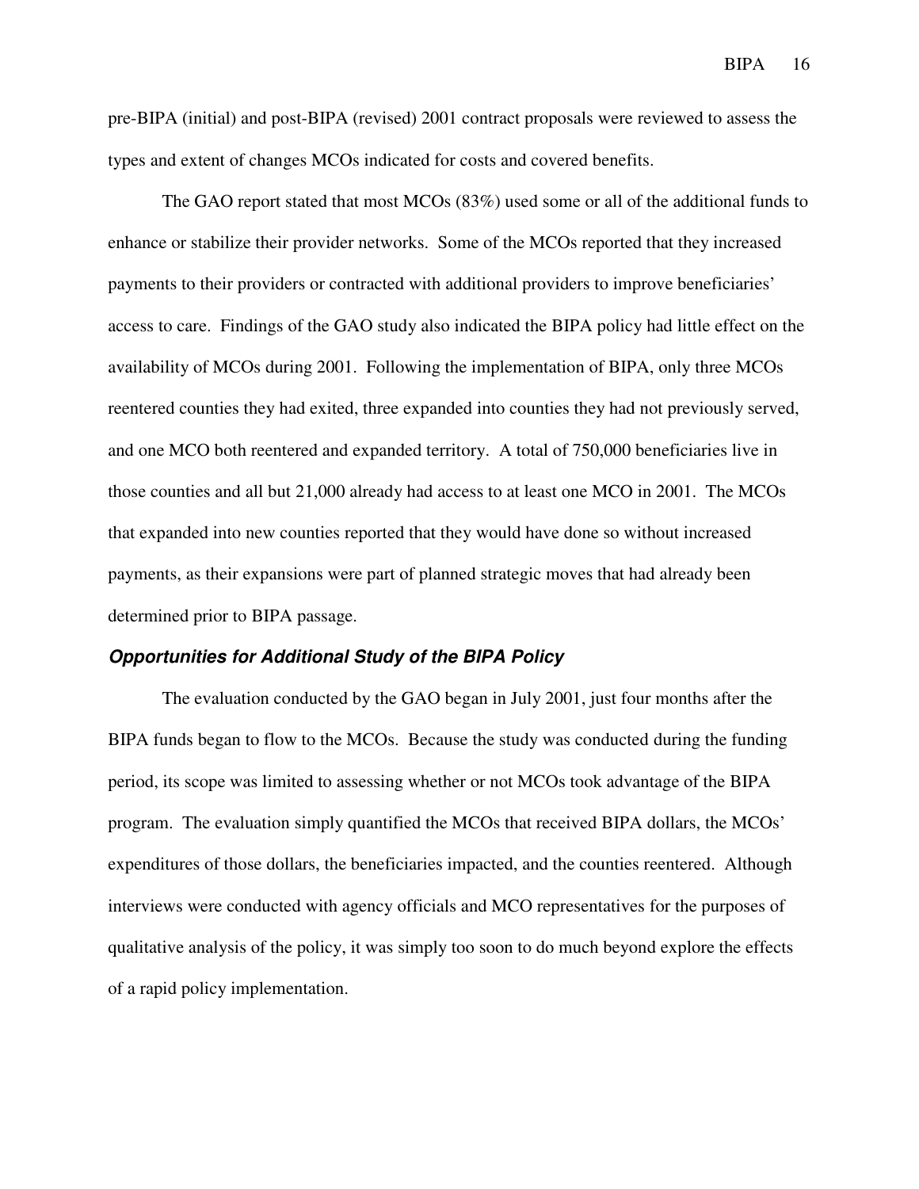pre-BIPA (initial) and post-BIPA (revised) 2001 contract proposals were reviewed to assess the types and extent of changes MCOs indicated for costs and covered benefits.

The GAO report stated that most MCOs (83%) used some or all of the additional funds to enhance or stabilize their provider networks. Some of the MCOs reported that they increased payments to their providers or contracted with additional providers to improve beneficiaries' access to care. Findings of the GAO study also indicated the BIPA policy had little effect on the availability of MCOs during 2001. Following the implementation of BIPA, only three MCOs reentered counties they had exited, three expanded into counties they had not previously served, and one MCO both reentered and expanded territory. A total of 750,000 beneficiaries live in those counties and all but 21,000 already had access to at least one MCO in 2001. The MCOs that expanded into new counties reported that they would have done so without increased payments, as their expansions were part of planned strategic moves that had already been determined prior to BIPA passage.

### ***Opportunities for Additional Study of the BIPA Policy***

The evaluation conducted by the GAO began in July 2001, just four months after the BIPA funds began to flow to the MCOs. Because the study was conducted during the funding period, its scope was limited to assessing whether or not MCOs took advantage of the BIPA program. The evaluation simply quantified the MCOs that received BIPA dollars, the MCOs' expenditures of those dollars, the beneficiaries impacted, and the counties reentered. Although interviews were conducted with agency officials and MCO representatives for the purposes of qualitative analysis of the policy, it was simply too soon to do much beyond explore the effects of a rapid policy implementation.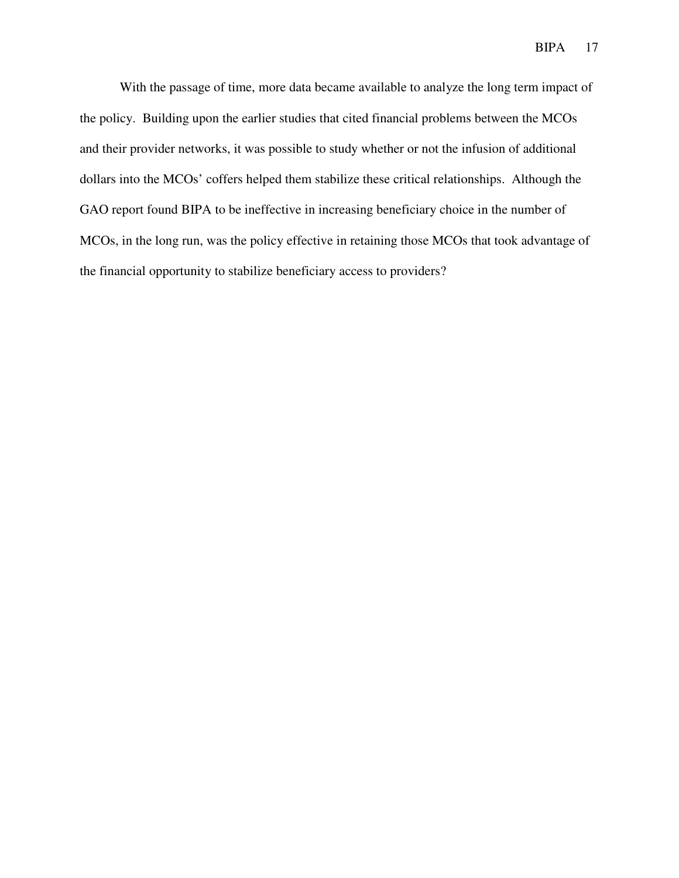With the passage of time, more data became available to analyze the long term impact of the policy. Building upon the earlier studies that cited financial problems between the MCOs and their provider networks, it was possible to study whether or not the infusion of additional dollars into the MCOs' coffers helped them stabilize these critical relationships. Although the GAO report found BIPA to be ineffective in increasing beneficiary choice in the number of MCOs, in the long run, was the policy effective in retaining those MCOs that took advantage of the financial opportunity to stabilize beneficiary access to providers?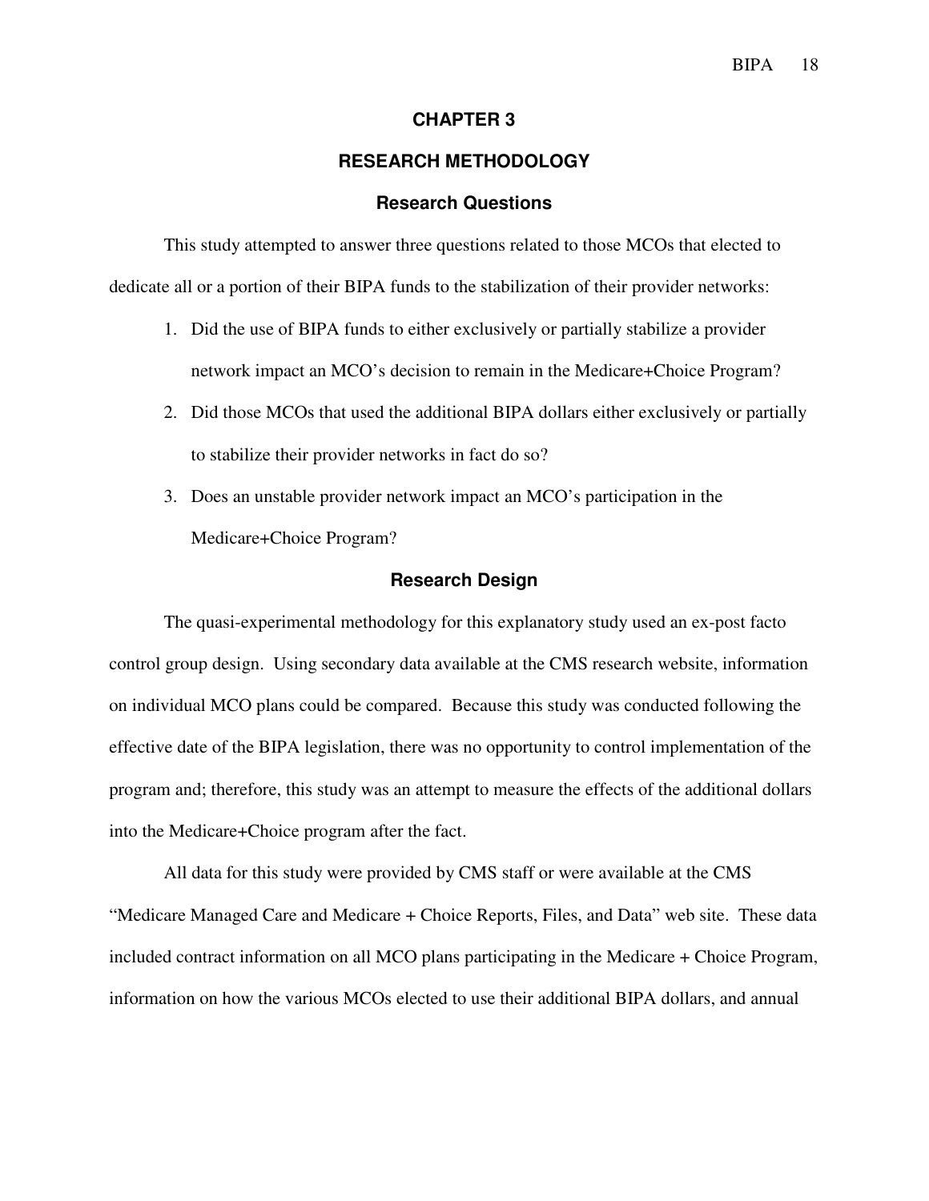# CHAPTER 3

# RESEARCH METHODOLOGY

## Research Questions

This study attempted to answer three questions related to those MCOs that elected to dedicate all or a portion of their BIPA funds to the stabilization of their provider networks:

1. Did the use of BIPA funds to either exclusively or partially stabilize a provider network impact an MCO's decision to remain in the Medicare+Choice Program?
2. Did those MCOs that used the additional BIPA dollars either exclusively or partially to stabilize their provider networks in fact do so?
3. Does an unstable provider network impact an MCO's participation in the Medicare+Choice Program?

## Research Design

The quasi-experimental methodology for this explanatory study used an ex-post facto control group design. Using secondary data available at the CMS research website, information on individual MCO plans could be compared. Because this study was conducted following the effective date of the BIPA legislation, there was no opportunity to control implementation of the program and; therefore, this study was an attempt to measure the effects of the additional dollars into the Medicare+Choice program after the fact.

All data for this study were provided by CMS staff or were available at the CMS "Medicare Managed Care and Medicare + Choice Reports, Files, and Data" web site. These data included contract information on all MCO plans participating in the Medicare + Choice Program, information on how the various MCOs elected to use their additional BIPA dollars, and annual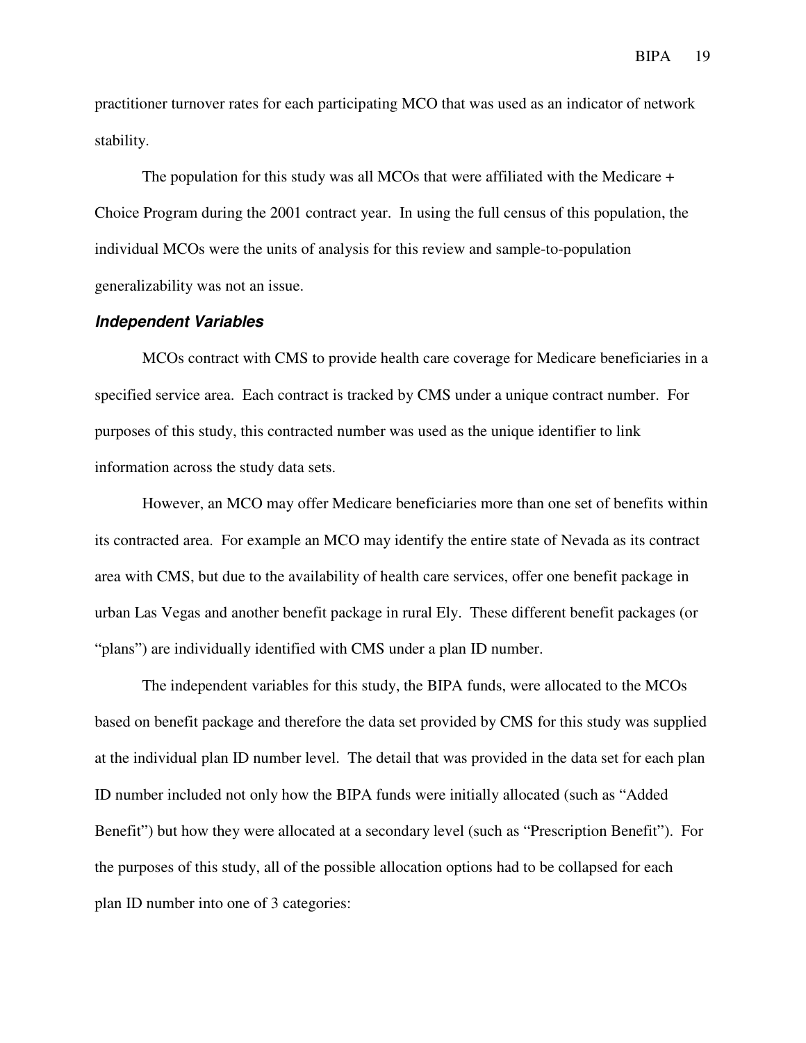practitioner turnover rates for each participating MCO that was used as an indicator of network stability.

The population for this study was all MCOs that were affiliated with the Medicare + Choice Program during the 2001 contract year. In using the full census of this population, the individual MCOs were the units of analysis for this review and sample-to-population generalizability was not an issue.

### *Independent Variables*

MCOs contract with CMS to provide health care coverage for Medicare beneficiaries in a specified service area. Each contract is tracked by CMS under a unique contract number. For purposes of this study, this contracted number was used as the unique identifier to link information across the study data sets.

However, an MCO may offer Medicare beneficiaries more than one set of benefits within its contracted area. For example an MCO may identify the entire state of Nevada as its contract area with CMS, but due to the availability of health care services, offer one benefit package in urban Las Vegas and another benefit package in rural Ely. These different benefit packages (or "plans") are individually identified with CMS under a plan ID number.

The independent variables for this study, the BIPA funds, were allocated to the MCOs based on benefit package and therefore the data set provided by CMS for this study was supplied at the individual plan ID number level. The detail that was provided in the data set for each plan ID number included not only how the BIPA funds were initially allocated (such as "Added Benefit") but how they were allocated at a secondary level (such as "Prescription Benefit"). For the purposes of this study, all of the possible allocation options had to be collapsed for each plan ID number into one of 3 categories: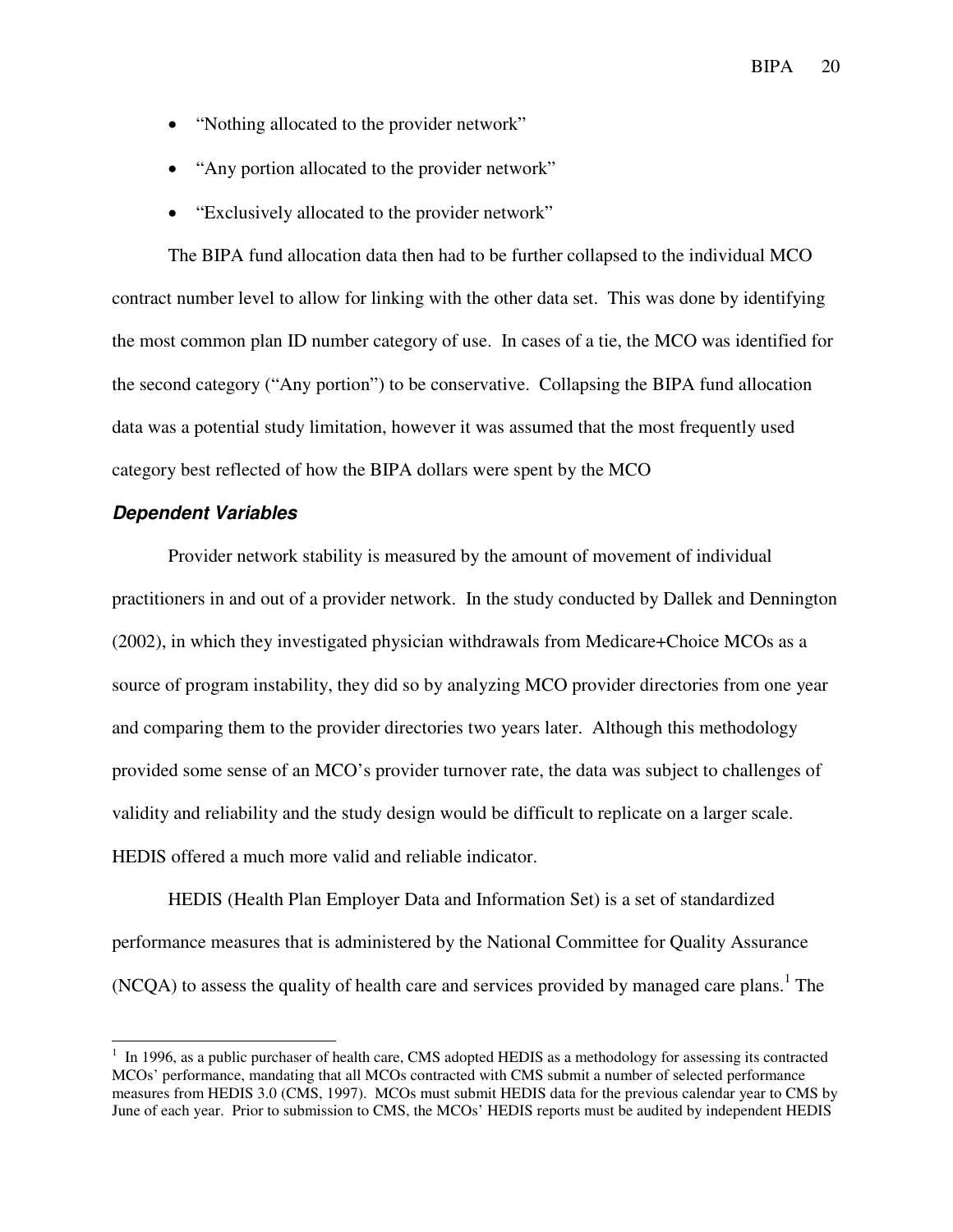- “Nothing allocated to the provider network”
- “Any portion allocated to the provider network”
- “Exclusively allocated to the provider network”

The BIPA fund allocation data then had to be further collapsed to the individual MCO contract number level to allow for linking with the other data set. This was done by identifying the most common plan ID number category of use. In cases of a tie, the MCO was identified for the second category (“Any portion”) to be conservative. Collapsing the BIPA fund allocation data was a potential study limitation, however it was assumed that the most frequently used category best reflected of how the BIPA dollars were spent by the MCO

### *Dependent Variables*

Provider network stability is measured by the amount of movement of individual practitioners in and out of a provider network. In the study conducted by Dallek and Dennington (2002), in which they investigated physician withdrawals from Medicare+Choice MCOs as a source of program instability, they did so by analyzing MCO provider directories from one year and comparing them to the provider directories two years later. Although this methodology provided some sense of an MCO’s provider turnover rate, the data was subject to challenges of validity and reliability and the study design would be difficult to replicate on a larger scale. HEDIS offered a much more valid and reliable indicator.

HEDIS (Health Plan Employer Data and Information Set) is a set of standardized performance measures that is administered by the National Committee for Quality Assurance (NCQA) to assess the quality of health care and services provided by managed care plans.[1] The

[1] In 1996, as a public purchaser of health care, CMS adopted HEDIS as a methodology for assessing its contracted MCOs’ performance, mandating that all MCOs contracted with CMS submit a number of selected performance measures from HEDIS 3.0 (CMS, 1997). MCOs must submit HEDIS data for the previous calendar year to CMS by June of each year. Prior to submission to CMS, the MCOs’ HEDIS reports must be audited by independent HEDIS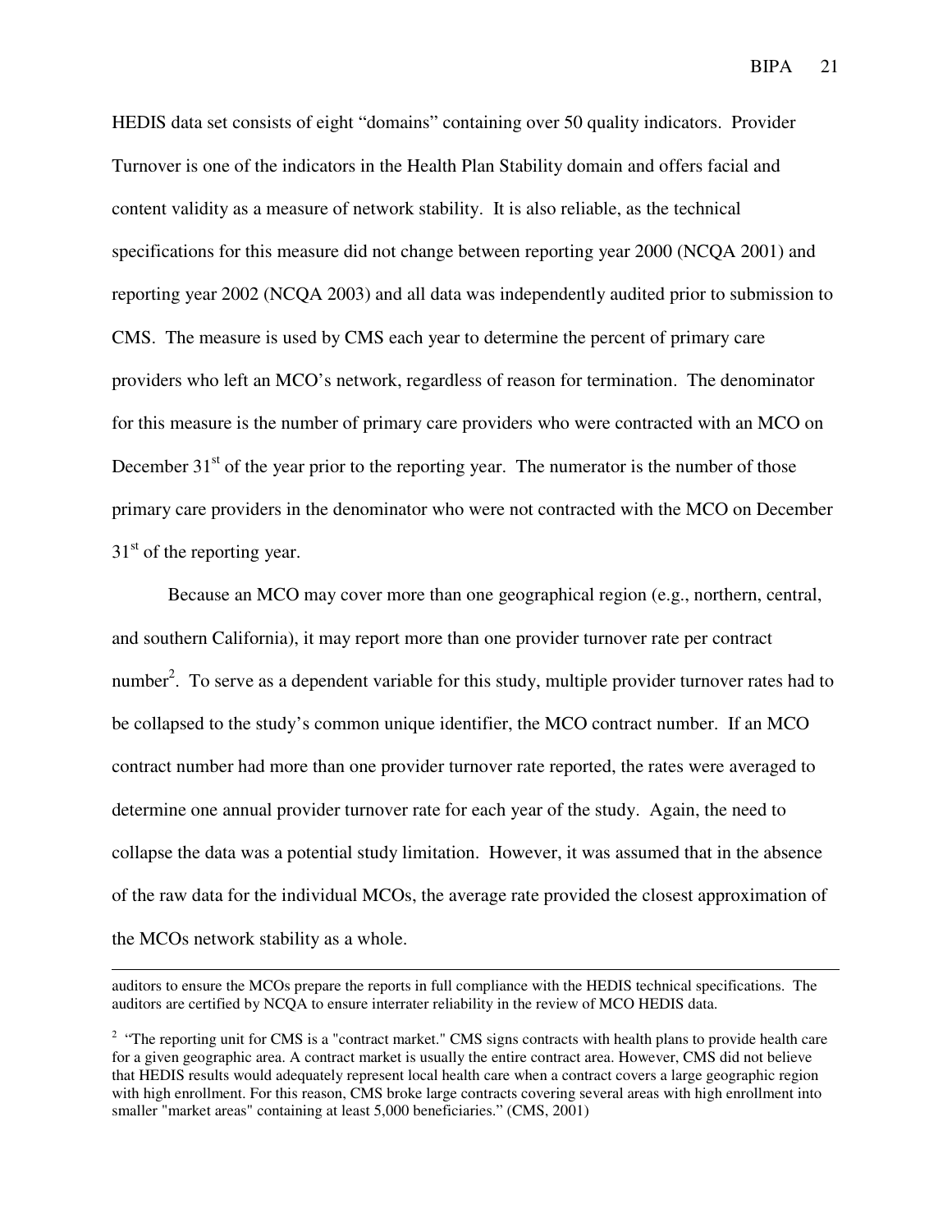HEDIS data set consists of eight "domains" containing over 50 quality indicators. Provider Turnover is one of the indicators in the Health Plan Stability domain and offers facial and content validity as a measure of network stability. It is also reliable, as the technical specifications for this measure did not change between reporting year 2000 (NCQA 2001) and reporting year 2002 (NCQA 2003) and all data was independently audited prior to submission to CMS. The measure is used by CMS each year to determine the percent of primary care providers who left an MCO's network, regardless of reason for termination. The denominator for this measure is the number of primary care providers who were contracted with an MCO on December 31st of the year prior to the reporting year. The numerator is the number of those primary care providers in the denominator who were not contracted with the MCO on December 31st of the reporting year.

Because an MCO may cover more than one geographical region (e.g., northern, central, and southern California), it may report more than one provider turnover rate per contract number[2]. To serve as a dependent variable for this study, multiple provider turnover rates had to be collapsed to the study's common unique identifier, the MCO contract number. If an MCO contract number had more than one provider turnover rate reported, the rates were averaged to determine one annual provider turnover rate for each year of the study. Again, the need to collapse the data was a potential study limitation. However, it was assumed that in the absence of the raw data for the individual MCOs, the average rate provided the closest approximation of the MCOs network stability as a whole.

---

auditors to ensure the MCOs prepare the reports in full compliance with the HEDIS technical specifications. The auditors are certified by NCQA to ensure interrater reliability in the review of MCO HEDIS data.

[2] "The reporting unit for CMS is a "contract market." CMS signs contracts with health plans to provide health care for a given geographic area. A contract market is usually the entire contract area. However, CMS did not believe that HEDIS results would adequately represent local health care when a contract covers a large geographic region with high enrollment. For this reason, CMS broke large contracts covering several areas with high enrollment into smaller "market areas" containing at least 5,000 beneficiaries." (CMS, 2001)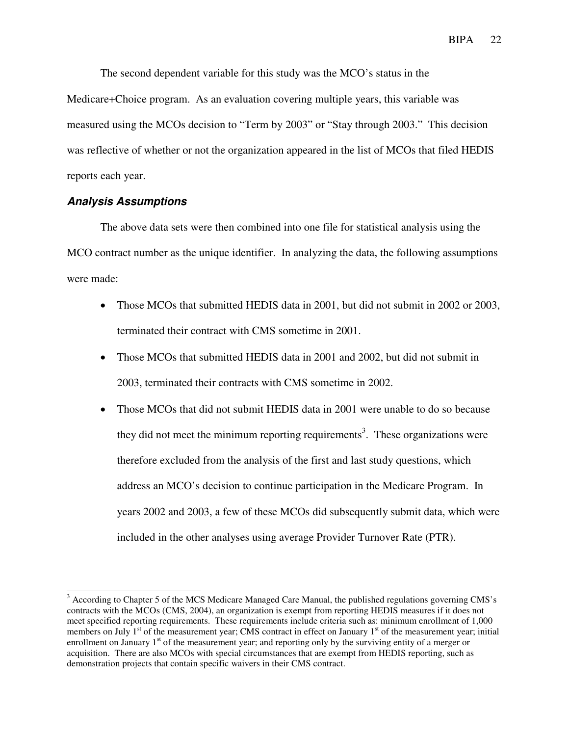The second dependent variable for this study was the MCO's status in the Medicare+Choice program. As an evaluation covering multiple years, this variable was measured using the MCOs decision to "Term by 2003" or "Stay through 2003." This decision was reflective of whether or not the organization appeared in the list of MCOs that filed HEDIS reports each year.

### *Analysis Assumptions*

The above data sets were then combined into one file for statistical analysis using the MCO contract number as the unique identifier. In analyzing the data, the following assumptions were made:

- Those MCOs that submitted HEDIS data in 2001, but did not submit in 2002 or 2003, terminated their contract with CMS sometime in 2001.
- Those MCOs that submitted HEDIS data in 2001 and 2002, but did not submit in 2003, terminated their contracts with CMS sometime in 2002.
- Those MCOs that did not submit HEDIS data in 2001 were unable to do so because they did not meet the minimum reporting requirements[3]. These organizations were therefore excluded from the analysis of the first and last study questions, which address an MCO's decision to continue participation in the Medicare Program. In years 2002 and 2003, a few of these MCOs did subsequently submit data, which were included in the other analyses using average Provider Turnover Rate (PTR).

---

[3] According to Chapter 5 of the MCS Medicare Managed Care Manual, the published regulations governing CMS's contracts with the MCOs (CMS, 2004), an organization is exempt from reporting HEDIS measures if it does not meet specified reporting requirements. These requirements include criteria such as: minimum enrollment of 1,000 members on July 1st of the measurement year; CMS contract in effect on January 1st of the measurement year; initial enrollment on January 1st of the measurement year; and reporting only by the surviving entity of a merger or acquisition. There are also MCOs with special circumstances that are exempt from HEDIS reporting, such as demonstration projects that contain specific waivers in their CMS contract.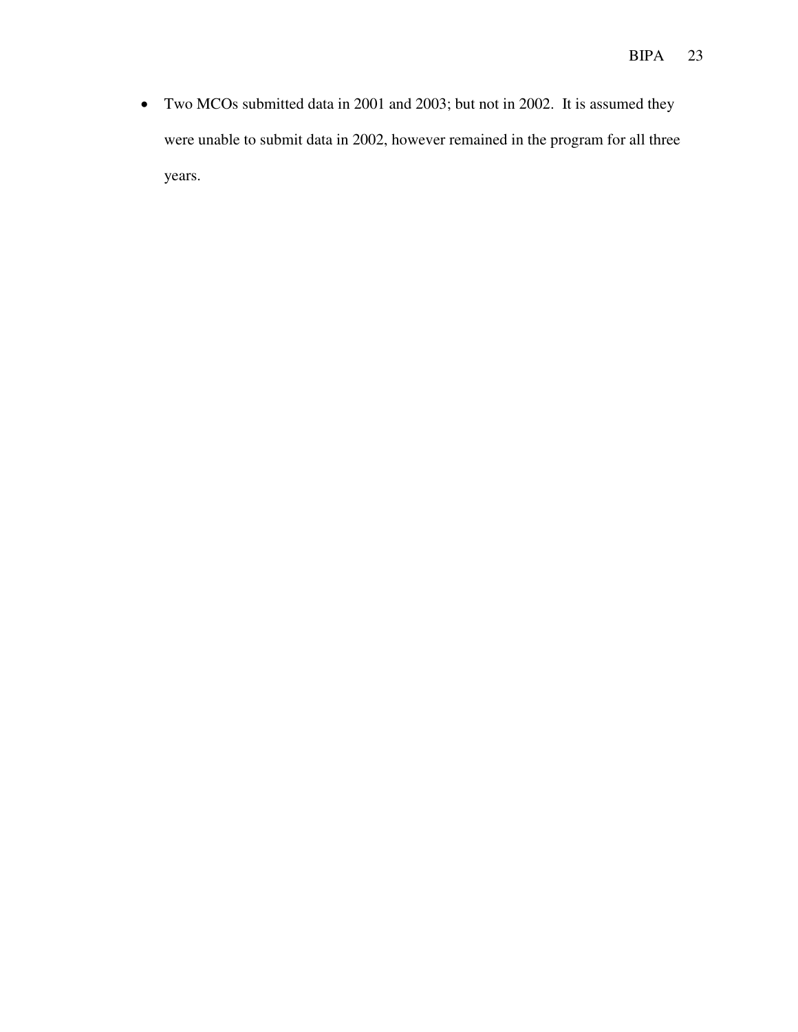- Two MCOs submitted data in 2001 and 2003; but not in 2002. It is assumed they were unable to submit data in 2002, however remained in the program for all three years.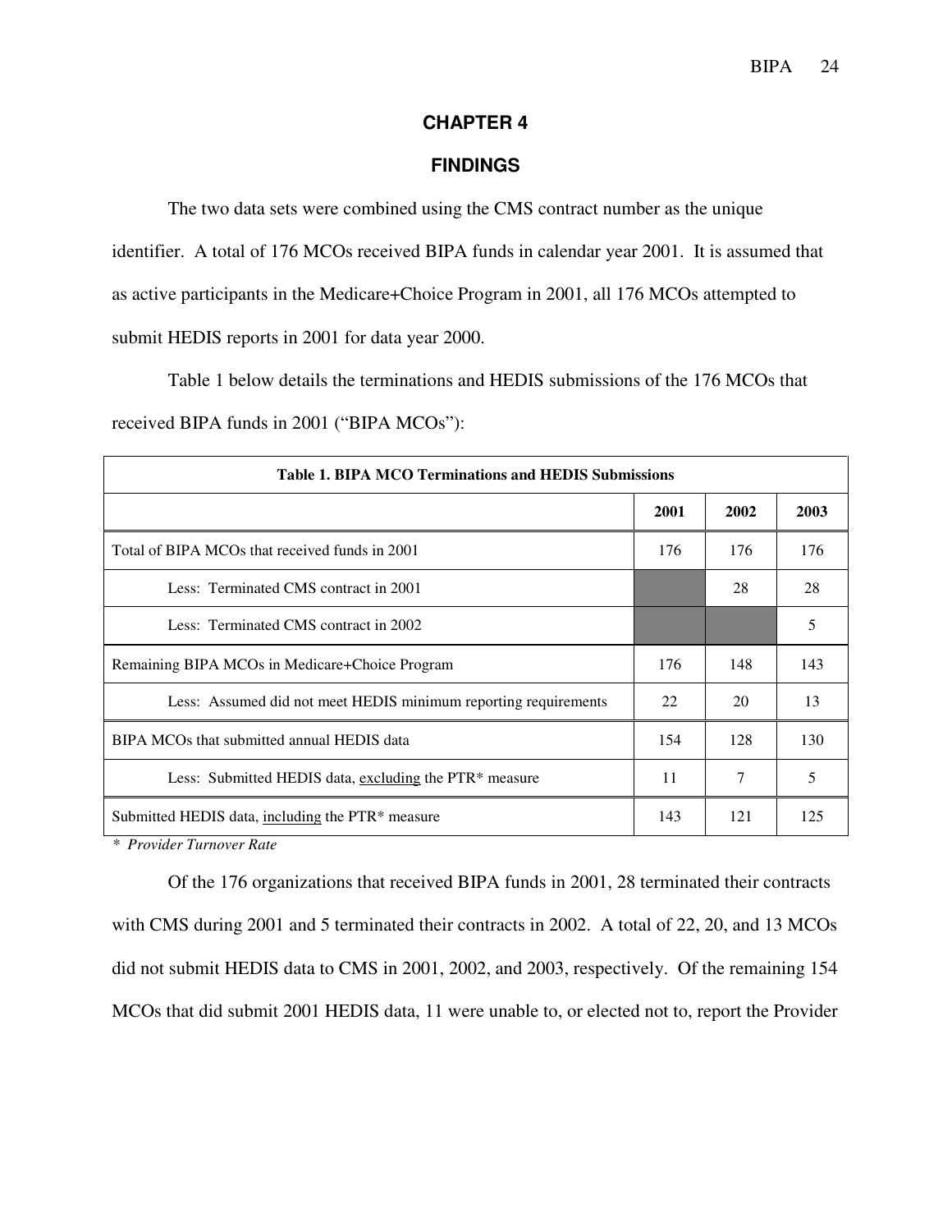# CHAPTER 4

## FINDINGS

The two data sets were combined using the CMS contract number as the unique identifier. A total of 176 MCOs received BIPA funds in calendar year 2001. It is assumed that as active participants in the Medicare+Choice Program in 2001, all 176 MCOs attempted to submit HEDIS reports in 2001 for data year 2000.

Table 1 below details the terminations and HEDIS submissions of the 176 MCOs that received BIPA funds in 2001 ("BIPA MCOs"):

**Table 1. BIPA MCO Terminations and HEDIS Submissions**

| | 2001 | 2002 | 2003 |
|---|---|---|---|
| Total of BIPA MCOs that received funds in 2001 | 176 | 176 | 176 |
| Less: Terminated CMS contract in 2001 | | 28 | 28 |
| Less: Terminated CMS contract in 2002 | | | 5 |
| Remaining BIPA MCOs in Medicare+Choice Program | 176 | 148 | 143 |
| Less: Assumed did not meet HEDIS minimum reporting requirements | 22 | 20 | 13 |
| BIPA MCOs that submitted annual HEDIS data | 154 | 128 | 130 |
| Less: Submitted HEDIS data, excluding the PTR* measure | 11 | 7 | 5 |
| Submitted HEDIS data, including the PTR* measure | 143 | 121 | 125 |

*\* Provider Turnover Rate*

Of the 176 organizations that received BIPA funds in 2001, 28 terminated their contracts with CMS during 2001 and 5 terminated their contracts in 2002. A total of 22, 20, and 13 MCOs did not submit HEDIS data to CMS in 2001, 2002, and 2003, respectively. Of the remaining 154 MCOs that did submit 2001 HEDIS data, 11 were unable to, or elected not to, report the Provider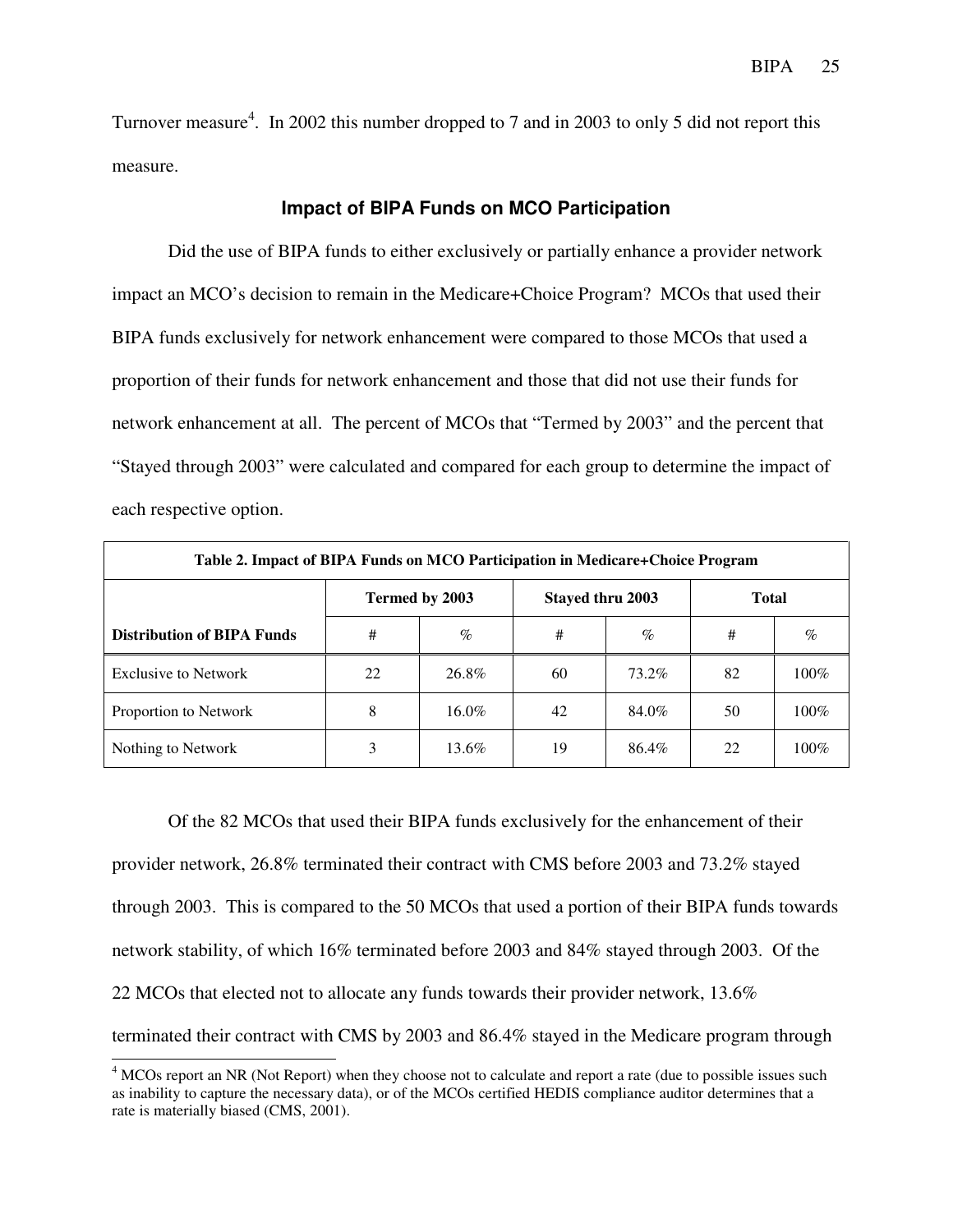Turnover measure[4]. In 2002 this number dropped to 7 and in 2003 to only 5 did not report this measure.

### Impact of BIPA Funds on MCO Participation

Did the use of BIPA funds to either exclusively or partially enhance a provider network impact an MCO's decision to remain in the Medicare+Choice Program? MCOs that used their BIPA funds exclusively for network enhancement were compared to those MCOs that used a proportion of their funds for network enhancement and those that did not use their funds for network enhancement at all. The percent of MCOs that "Termed by 2003" and the percent that "Stayed through 2003" were calculated and compared for each group to determine the impact of each respective option.

**Table 2. Impact of BIPA Funds on MCO Participation in Medicare+Choice Program**

| | Termed by 2003 | | Stayed thru 2003 | | Total | |
|---|---|---|---|---|---|---|
| **Distribution of BIPA Funds** | # | % | # | % | # | % |
| Exclusive to Network | 22 | 26.8% | 60 | 73.2% | 82 | 100% |
| Proportion to Network | 8 | 16.0% | 42 | 84.0% | 50 | 100% |
| Nothing to Network | 3 | 13.6% | 19 | 86.4% | 22 | 100% |

Of the 82 MCOs that used their BIPA funds exclusively for the enhancement of their provider network, 26.8% terminated their contract with CMS before 2003 and 73.2% stayed through 2003. This is compared to the 50 MCOs that used a portion of their BIPA funds towards network stability, of which 16% terminated before 2003 and 84% stayed through 2003. Of the 22 MCOs that elected not to allocate any funds towards their provider network, 13.6% terminated their contract with CMS by 2003 and 86.4% stayed in the Medicare program through

[4] MCOs report an NR (Not Report) when they choose not to calculate and report a rate (due to possible issues such as inability to capture the necessary data), or of the MCOs certified HEDIS compliance auditor determines that a rate is materially biased (CMS, 2001).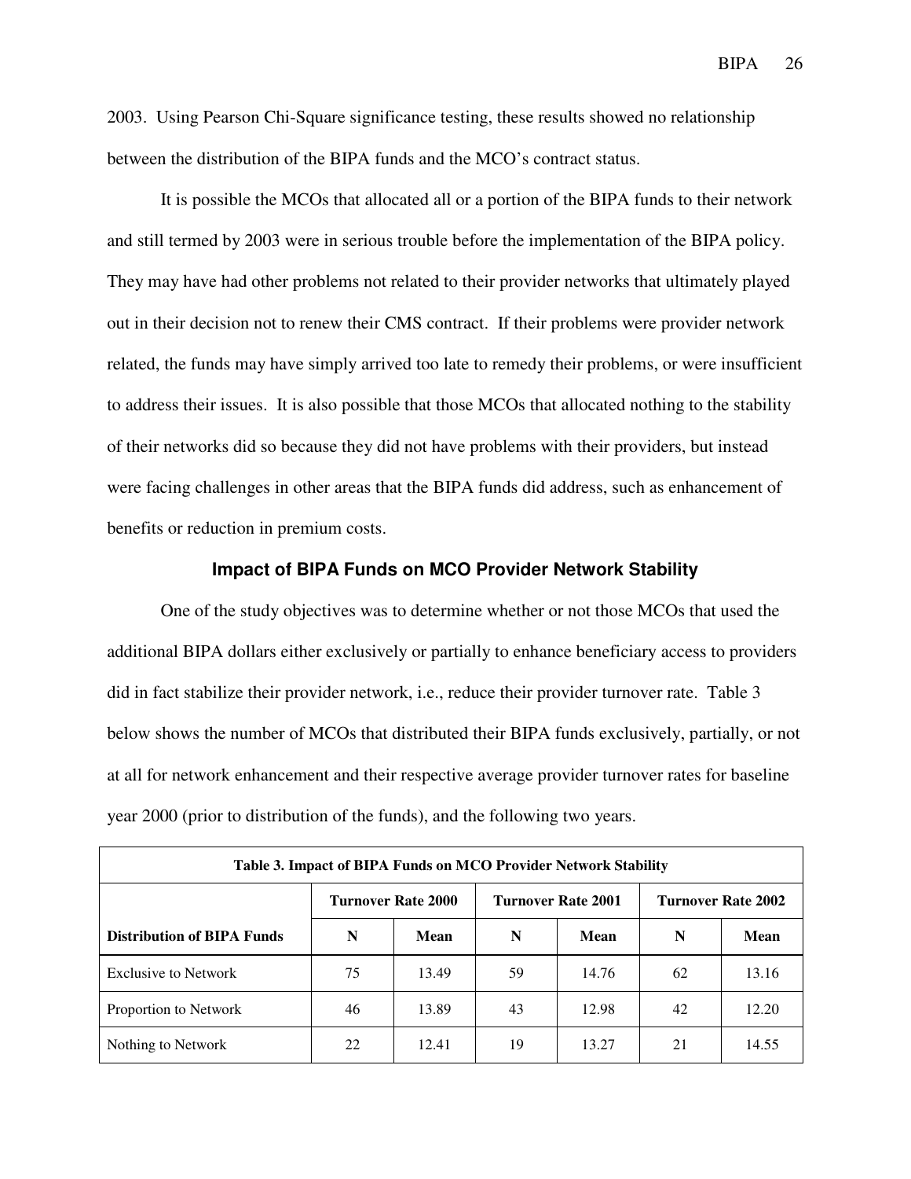2003. Using Pearson Chi-Square significance testing, these results showed no relationship between the distribution of the BIPA funds and the MCO's contract status.

It is possible the MCOs that allocated all or a portion of the BIPA funds to their network and still termed by 2003 were in serious trouble before the implementation of the BIPA policy. They may have had other problems not related to their provider networks that ultimately played out in their decision not to renew their CMS contract. If their problems were provider network related, the funds may have simply arrived too late to remedy their problems, or were insufficient to address their issues. It is also possible that those MCOs that allocated nothing to the stability of their networks did so because they did not have problems with their providers, but instead were facing challenges in other areas that the BIPA funds did address, such as enhancement of benefits or reduction in premium costs.

### Impact of BIPA Funds on MCO Provider Network Stability

One of the study objectives was to determine whether or not those MCOs that used the additional BIPA dollars either exclusively or partially to enhance beneficiary access to providers did in fact stabilize their provider network, i.e., reduce their provider turnover rate. Table 3 below shows the number of MCOs that distributed their BIPA funds exclusively, partially, or not at all for network enhancement and their respective average provider turnover rates for baseline year 2000 (prior to distribution of the funds), and the following two years.

**Table 3. Impact of BIPA Funds on MCO Provider Network Stability**

| | Turnover Rate 2000 | | Turnover Rate 2001 | | Turnover Rate 2002 | |
|---|---|---|---|---|---|---|
| **Distribution of BIPA Funds** | **N** | **Mean** | **N** | **Mean** | **N** | **Mean** |
| Exclusive to Network | 75 | 13.49 | 59 | 14.76 | 62 | 13.16 |
| Proportion to Network | 46 | 13.89 | 43 | 12.98 | 42 | 12.20 |
| Nothing to Network | 22 | 12.41 | 19 | 13.27 | 21 | 14.55 |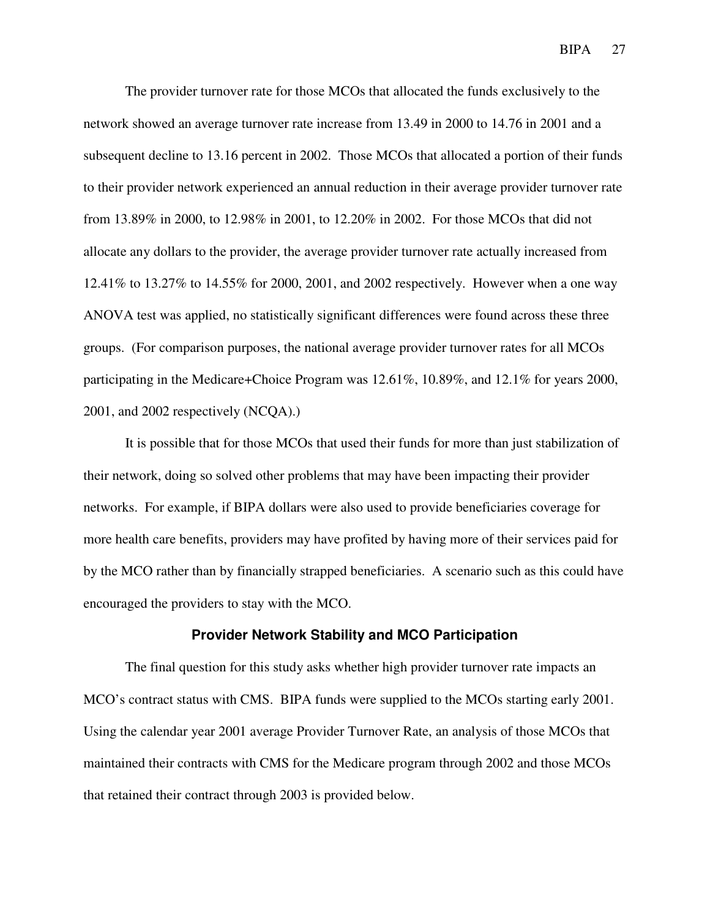The provider turnover rate for those MCOs that allocated the funds exclusively to the network showed an average turnover rate increase from 13.49 in 2000 to 14.76 in 2001 and a subsequent decline to 13.16 percent in 2002. Those MCOs that allocated a portion of their funds to their provider network experienced an annual reduction in their average provider turnover rate from 13.89% in 2000, to 12.98% in 2001, to 12.20% in 2002. For those MCOs that did not allocate any dollars to the provider, the average provider turnover rate actually increased from 12.41% to 13.27% to 14.55% for 2000, 2001, and 2002 respectively. However when a one way ANOVA test was applied, no statistically significant differences were found across these three groups. (For comparison purposes, the national average provider turnover rates for all MCOs participating in the Medicare+Choice Program was 12.61%, 10.89%, and 12.1% for years 2000, 2001, and 2002 respectively (NCQA).)

It is possible that for those MCOs that used their funds for more than just stabilization of their network, doing so solved other problems that may have been impacting their provider networks. For example, if BIPA dollars were also used to provide beneficiaries coverage for more health care benefits, providers may have profited by having more of their services paid for by the MCO rather than by financially strapped beneficiaries. A scenario such as this could have encouraged the providers to stay with the MCO.

## Provider Network Stability and MCO Participation

The final question for this study asks whether high provider turnover rate impacts an MCO's contract status with CMS. BIPA funds were supplied to the MCOs starting early 2001. Using the calendar year 2001 average Provider Turnover Rate, an analysis of those MCOs that maintained their contracts with CMS for the Medicare program through 2002 and those MCOs that retained their contract through 2003 is provided below.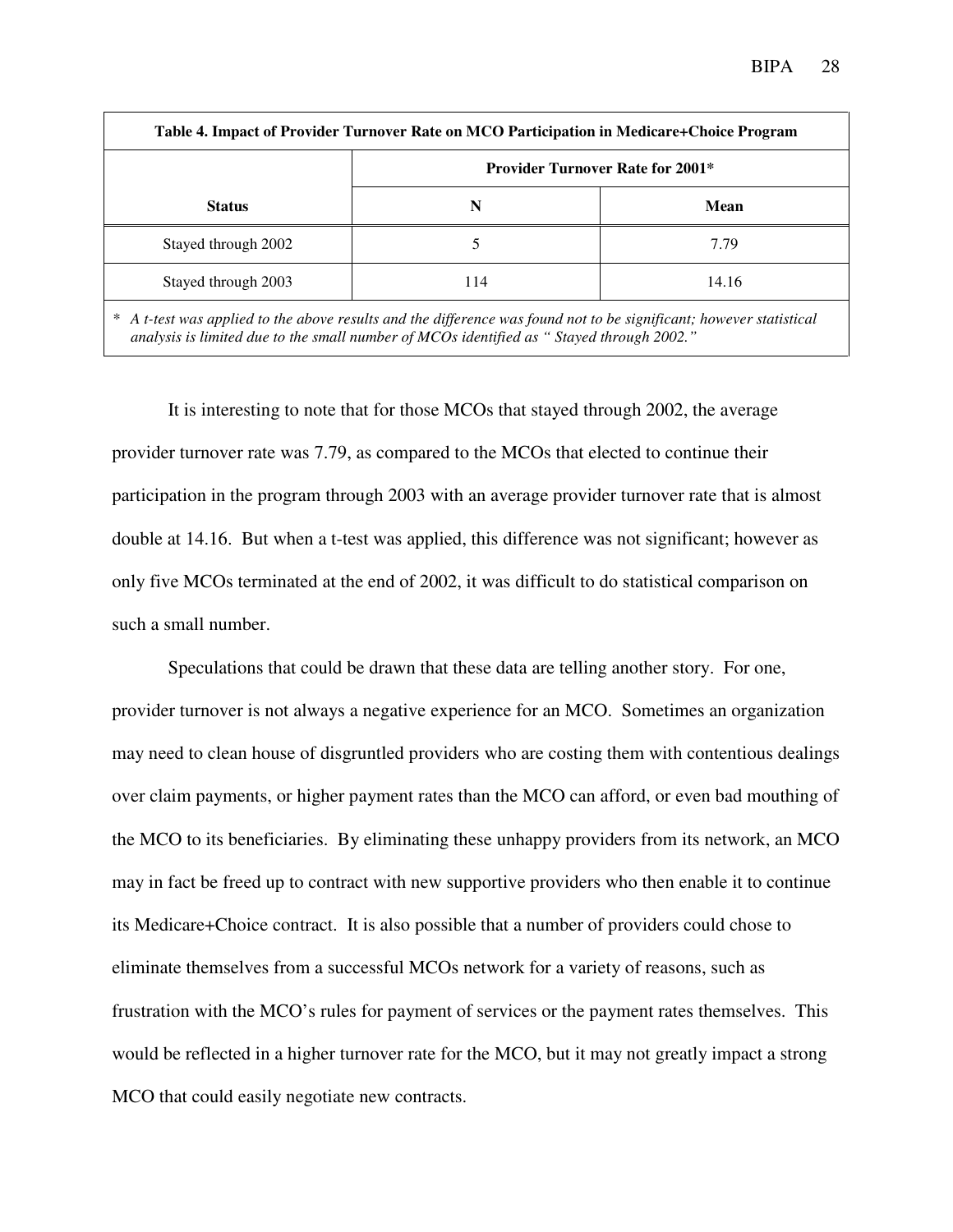| Table 4. Impact of Provider Turnover Rate on MCO Participation in Medicare+Choice Program | | |
|---|---|---|
| | **Provider Turnover Rate for 2001*** | |
| **Status** | **N** | **Mean** |
| Stayed through 2002 | 5 | 7.79 |
| Stayed through 2003 | 114 | 14.16 |

*\* A t-test was applied to the above results and the difference was found not to be significant; however statistical analysis is limited due to the small number of MCOs identified as " Stayed through 2002."*

It is interesting to note that for those MCOs that stayed through 2002, the average provider turnover rate was 7.79, as compared to the MCOs that elected to continue their participation in the program through 2003 with an average provider turnover rate that is almost double at 14.16. But when a t-test was applied, this difference was not significant; however as only five MCOs terminated at the end of 2002, it was difficult to do statistical comparison on such a small number.

Speculations that could be drawn that these data are telling another story. For one, provider turnover is not always a negative experience for an MCO. Sometimes an organization may need to clean house of disgruntled providers who are costing them with contentious dealings over claim payments, or higher payment rates than the MCO can afford, or even bad mouthing of the MCO to its beneficiaries. By eliminating these unhappy providers from its network, an MCO may in fact be freed up to contract with new supportive providers who then enable it to continue its Medicare+Choice contract. It is also possible that a number of providers could chose to eliminate themselves from a successful MCOs network for a variety of reasons, such as frustration with the MCO's rules for payment of services or the payment rates themselves. This would be reflected in a higher turnover rate for the MCO, but it may not greatly impact a strong MCO that could easily negotiate new contracts.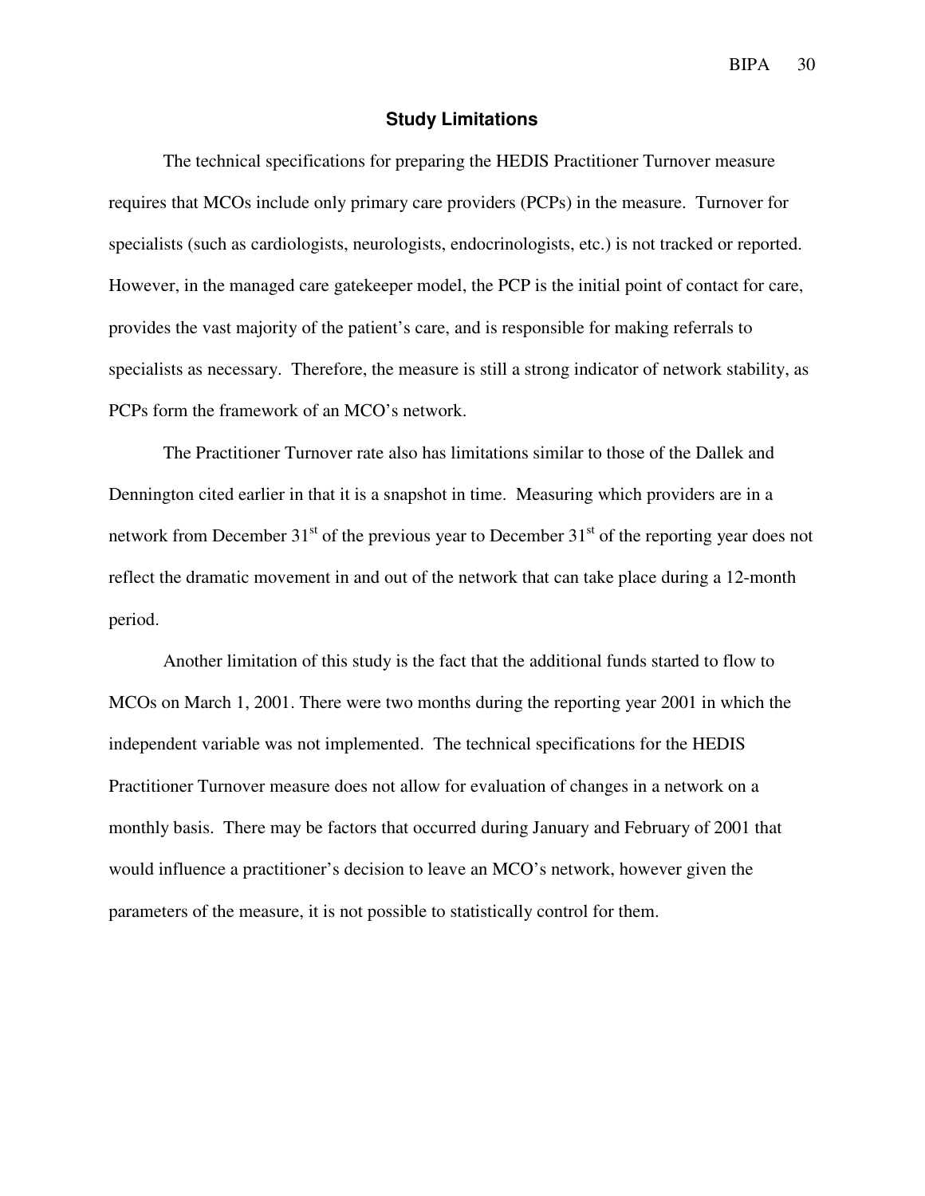## Study Limitations

The technical specifications for preparing the HEDIS Practitioner Turnover measure requires that MCOs include only primary care providers (PCPs) in the measure. Turnover for specialists (such as cardiologists, neurologists, endocrinologists, etc.) is not tracked or reported. However, in the managed care gatekeeper model, the PCP is the initial point of contact for care, provides the vast majority of the patient's care, and is responsible for making referrals to specialists as necessary. Therefore, the measure is still a strong indicator of network stability, as PCPs form the framework of an MCO's network.

The Practitioner Turnover rate also has limitations similar to those of the Dallek and Dennington cited earlier in that it is a snapshot in time. Measuring which providers are in a network from December 31st of the previous year to December 31st of the reporting year does not reflect the dramatic movement in and out of the network that can take place during a 12-month period.

Another limitation of this study is the fact that the additional funds started to flow to MCOs on March 1, 2001. There were two months during the reporting year 2001 in which the independent variable was not implemented. The technical specifications for the HEDIS Practitioner Turnover measure does not allow for evaluation of changes in a network on a monthly basis. There may be factors that occurred during January and February of 2001 that would influence a practitioner's decision to leave an MCO's network, however given the parameters of the measure, it is not possible to statistically control for them.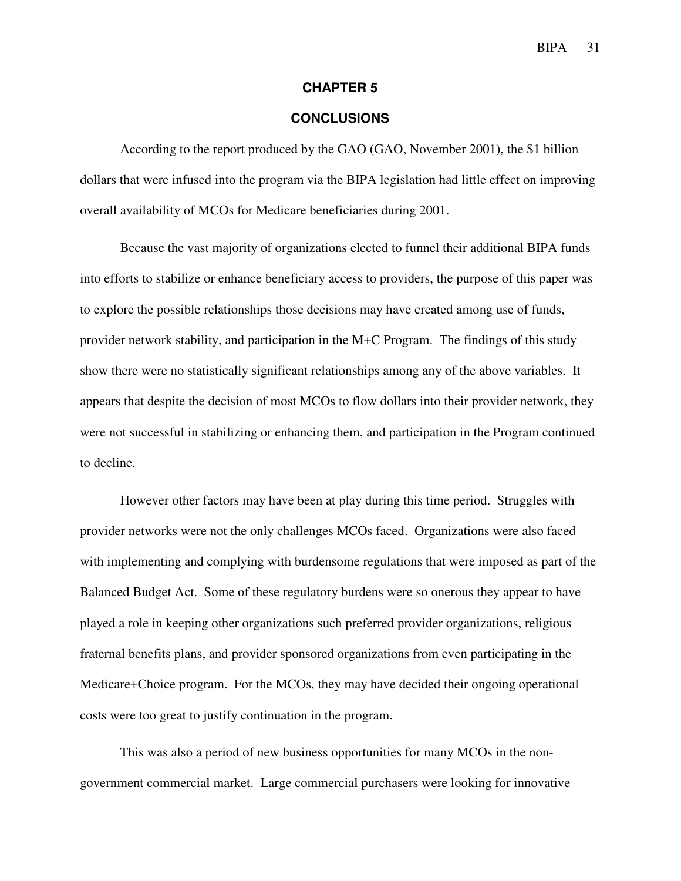# CHAPTER 5

## CONCLUSIONS

According to the report produced by the GAO (GAO, November 2001), the $1 billion dollars that were infused into the program via the BIPA legislation had little effect on improving overall availability of MCOs for Medicare beneficiaries during 2001.

Because the vast majority of organizations elected to funnel their additional BIPA funds into efforts to stabilize or enhance beneficiary access to providers, the purpose of this paper was to explore the possible relationships those decisions may have created among use of funds, provider network stability, and participation in the M+C Program. The findings of this study show there were no statistically significant relationships among any of the above variables. It appears that despite the decision of most MCOs to flow dollars into their provider network, they were not successful in stabilizing or enhancing them, and participation in the Program continued to decline.

However other factors may have been at play during this time period. Struggles with provider networks were not the only challenges MCOs faced. Organizations were also faced with implementing and complying with burdensome regulations that were imposed as part of the Balanced Budget Act. Some of these regulatory burdens were so onerous they appear to have played a role in keeping other organizations such preferred provider organizations, religious fraternal benefits plans, and provider sponsored organizations from even participating in the Medicare+Choice program. For the MCOs, they may have decided their ongoing operational costs were too great to justify continuation in the program.

This was also a period of new business opportunities for many MCOs in the non-government commercial market. Large commercial purchasers were looking for innovative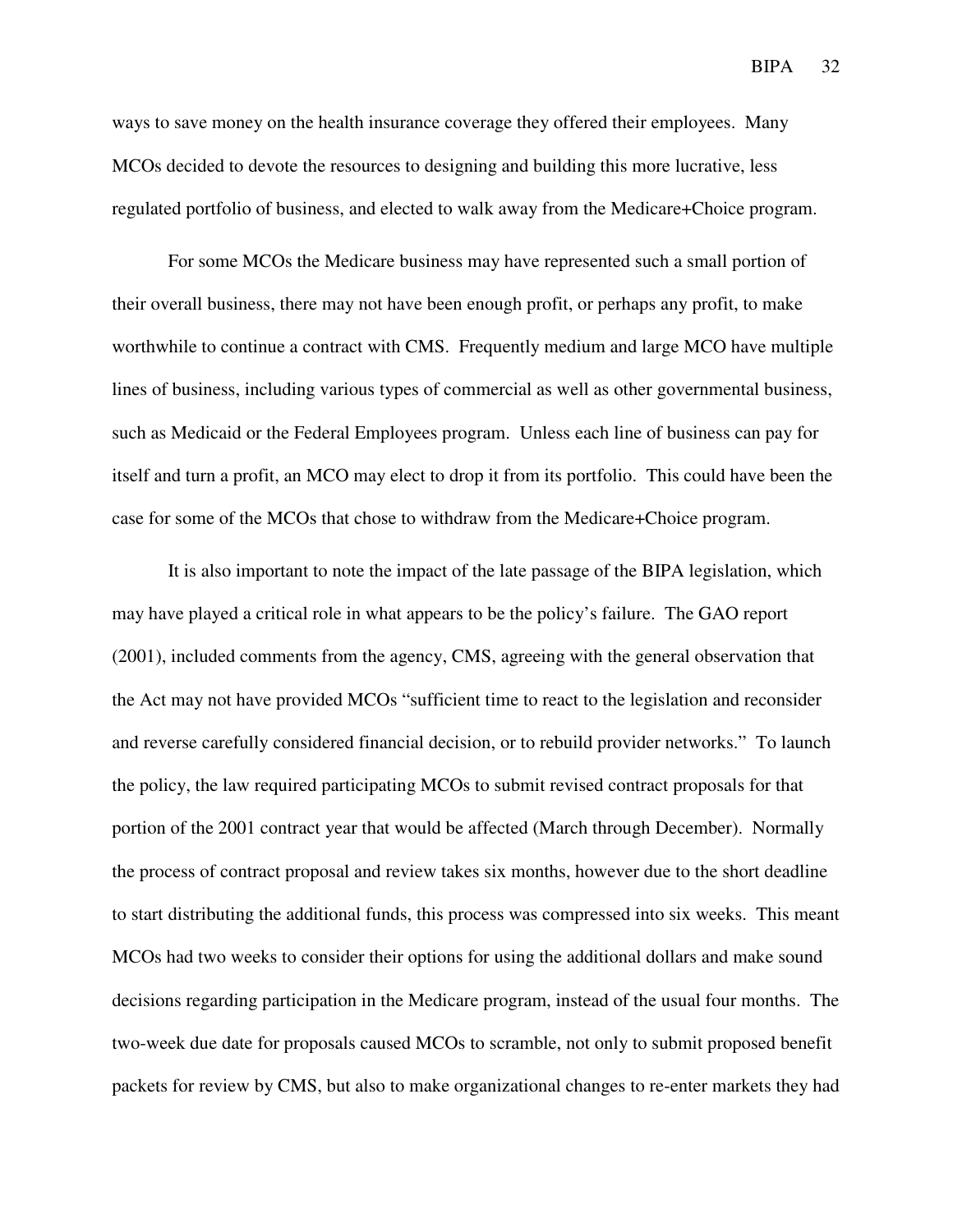ways to save money on the health insurance coverage they offered their employees. Many MCOs decided to devote the resources to designing and building this more lucrative, less regulated portfolio of business, and elected to walk away from the Medicare+Choice program.

For some MCOs the Medicare business may have represented such a small portion of their overall business, there may not have been enough profit, or perhaps any profit, to make worthwhile to continue a contract with CMS. Frequently medium and large MCO have multiple lines of business, including various types of commercial as well as other governmental business, such as Medicaid or the Federal Employees program. Unless each line of business can pay for itself and turn a profit, an MCO may elect to drop it from its portfolio. This could have been the case for some of the MCOs that chose to withdraw from the Medicare+Choice program.

It is also important to note the impact of the late passage of the BIPA legislation, which may have played a critical role in what appears to be the policy's failure. The GAO report (2001), included comments from the agency, CMS, agreeing with the general observation that the Act may not have provided MCOs "sufficient time to react to the legislation and reconsider and reverse carefully considered financial decision, or to rebuild provider networks." To launch the policy, the law required participating MCOs to submit revised contract proposals for that portion of the 2001 contract year that would be affected (March through December). Normally the process of contract proposal and review takes six months, however due to the short deadline to start distributing the additional funds, this process was compressed into six weeks. This meant MCOs had two weeks to consider their options for using the additional dollars and make sound decisions regarding participation in the Medicare program, instead of the usual four months. The two-week due date for proposals caused MCOs to scramble, not only to submit proposed benefit packets for review by CMS, but also to make organizational changes to re-enter markets they had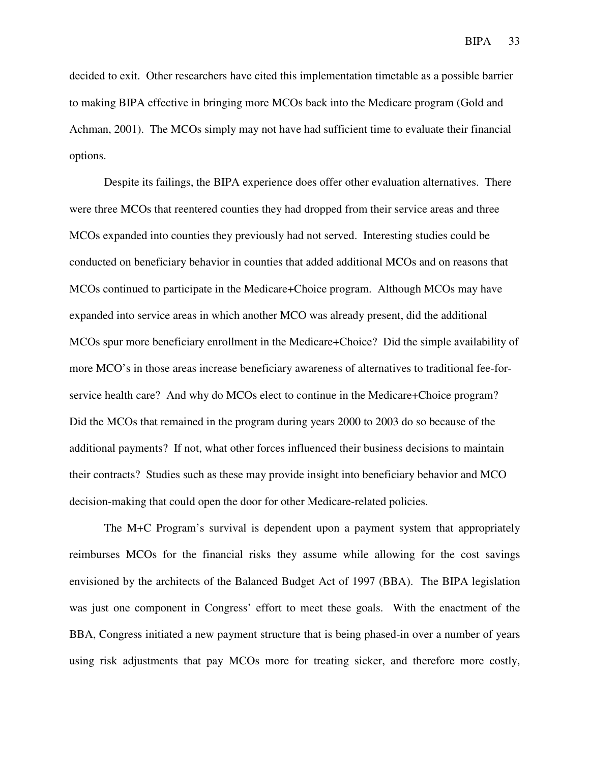decided to exit. Other researchers have cited this implementation timetable as a possible barrier to making BIPA effective in bringing more MCOs back into the Medicare program (Gold and Achman, 2001). The MCOs simply may not have had sufficient time to evaluate their financial options.

Despite its failings, the BIPA experience does offer other evaluation alternatives. There were three MCOs that reentered counties they had dropped from their service areas and three MCOs expanded into counties they previously had not served. Interesting studies could be conducted on beneficiary behavior in counties that added additional MCOs and on reasons that MCOs continued to participate in the Medicare+Choice program. Although MCOs may have expanded into service areas in which another MCO was already present, did the additional MCOs spur more beneficiary enrollment in the Medicare+Choice? Did the simple availability of more MCO's in those areas increase beneficiary awareness of alternatives to traditional fee-for-service health care? And why do MCOs elect to continue in the Medicare+Choice program? Did the MCOs that remained in the program during years 2000 to 2003 do so because of the additional payments? If not, what other forces influenced their business decisions to maintain their contracts? Studies such as these may provide insight into beneficiary behavior and MCO decision-making that could open the door for other Medicare-related policies.

The M+C Program's survival is dependent upon a payment system that appropriately reimburses MCOs for the financial risks they assume while allowing for the cost savings envisioned by the architects of the Balanced Budget Act of 1997 (BBA). The BIPA legislation was just one component in Congress' effort to meet these goals. With the enactment of the BBA, Congress initiated a new payment structure that is being phased-in over a number of years using risk adjustments that pay MCOs more for treating sicker, and therefore more costly,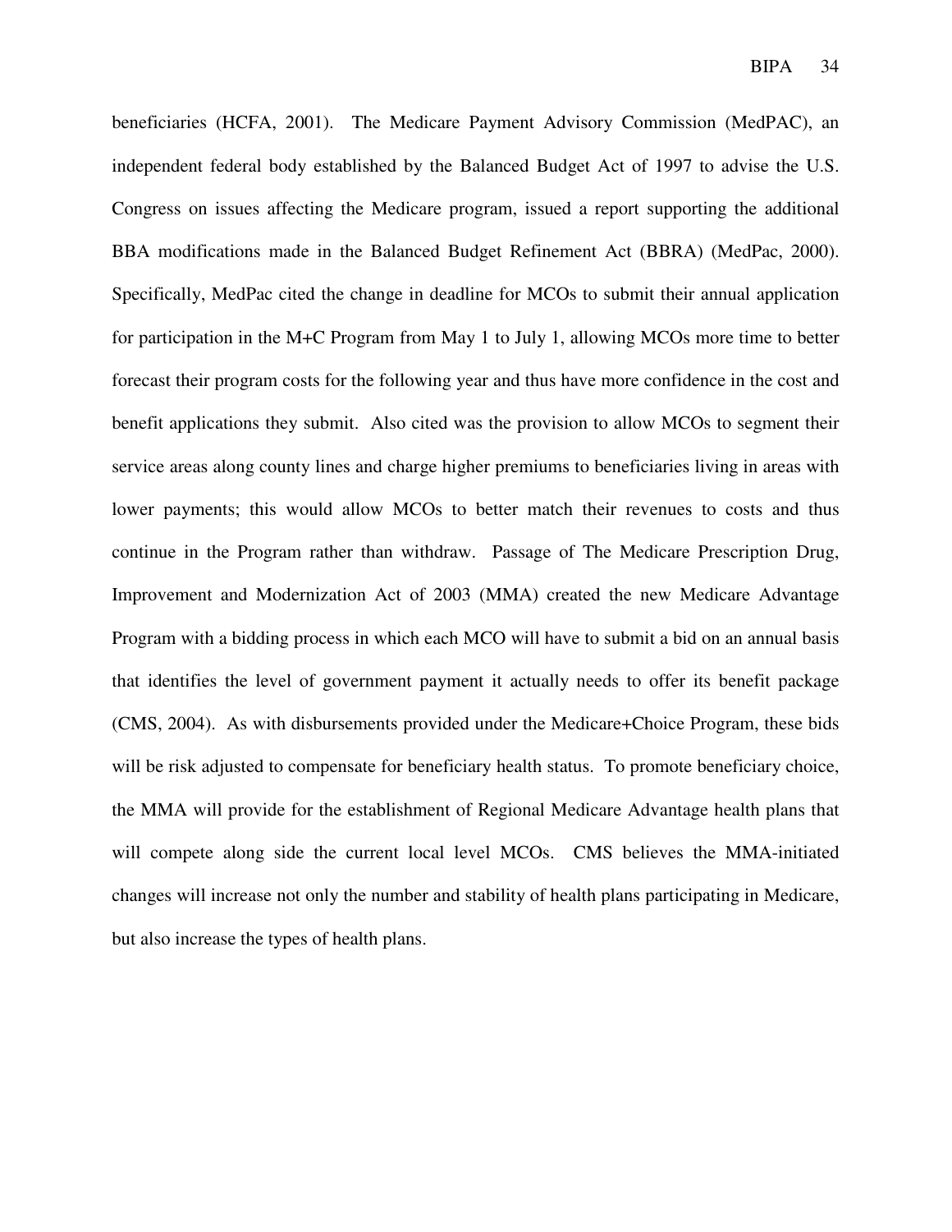beneficiaries (HCFA, 2001). The Medicare Payment Advisory Commission (MedPAC), an independent federal body established by the Balanced Budget Act of 1997 to advise the U.S. Congress on issues affecting the Medicare program, issued a report supporting the additional BBA modifications made in the Balanced Budget Refinement Act (BBRA) (MedPac, 2000). Specifically, MedPac cited the change in deadline for MCOs to submit their annual application for participation in the M+C Program from May 1 to July 1, allowing MCOs more time to better forecast their program costs for the following year and thus have more confidence in the cost and benefit applications they submit. Also cited was the provision to allow MCOs to segment their service areas along county lines and charge higher premiums to beneficiaries living in areas with lower payments; this would allow MCOs to better match their revenues to costs and thus continue in the Program rather than withdraw. Passage of The Medicare Prescription Drug, Improvement and Modernization Act of 2003 (MMA) created the new Medicare Advantage Program with a bidding process in which each MCO will have to submit a bid on an annual basis that identifies the level of government payment it actually needs to offer its benefit package (CMS, 2004). As with disbursements provided under the Medicare+Choice Program, these bids will be risk adjusted to compensate for beneficiary health status. To promote beneficiary choice, the MMA will provide for the establishment of Regional Medicare Advantage health plans that will compete along side the current local level MCOs. CMS believes the MMA-initiated changes will increase not only the number and stability of health plans participating in Medicare, but also increase the types of health plans.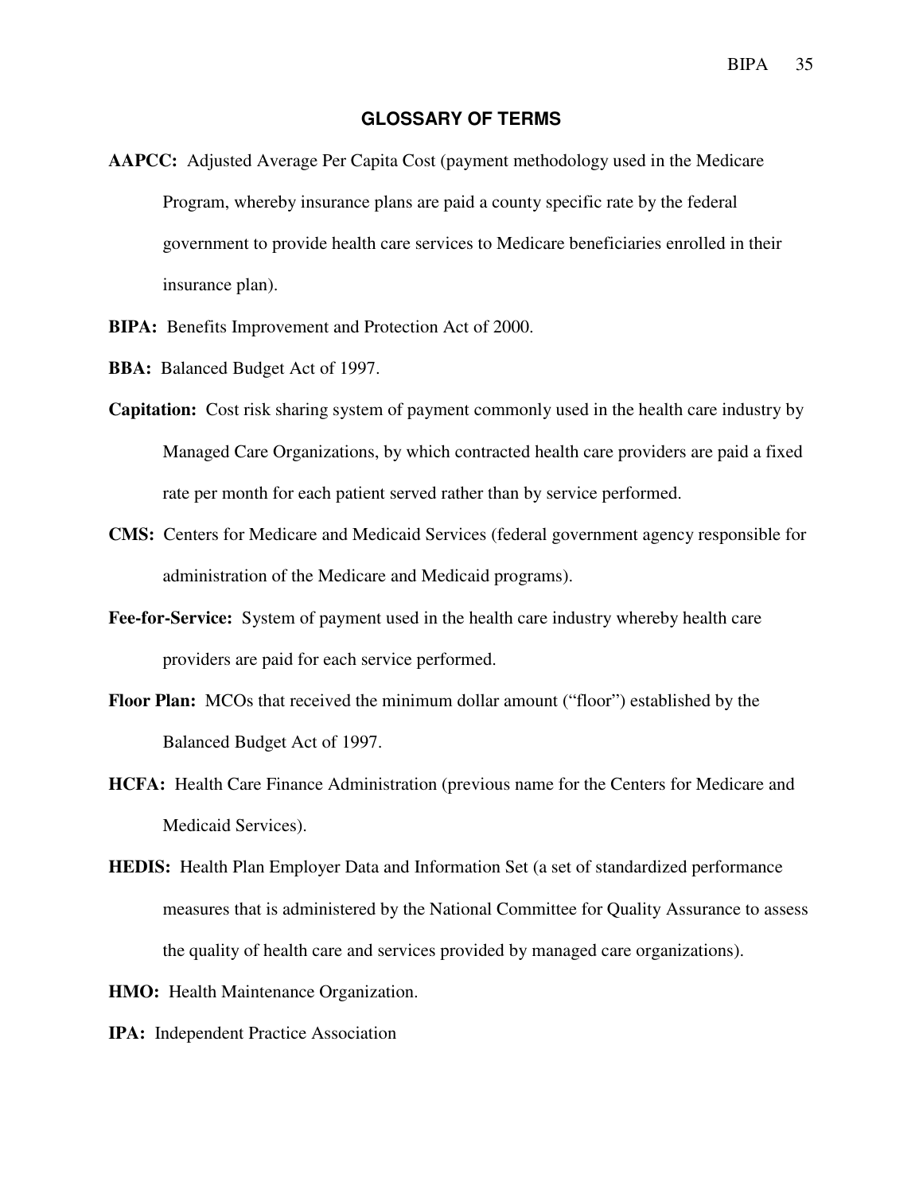## GLOSSARY OF TERMS

**AAPCC:** Adjusted Average Per Capita Cost (payment methodology used in the Medicare Program, whereby insurance plans are paid a county specific rate by the federal government to provide health care services to Medicare beneficiaries enrolled in their insurance plan).

**BIPA:** Benefits Improvement and Protection Act of 2000.

**BBA:** Balanced Budget Act of 1997.

**Capitation:** Cost risk sharing system of payment commonly used in the health care industry by Managed Care Organizations, by which contracted health care providers are paid a fixed rate per month for each patient served rather than by service performed.

**CMS:** Centers for Medicare and Medicaid Services (federal government agency responsible for administration of the Medicare and Medicaid programs).

**Fee-for-Service:** System of payment used in the health care industry whereby health care providers are paid for each service performed.

**Floor Plan:** MCOs that received the minimum dollar amount (“floor”) established by the Balanced Budget Act of 1997.

**HCFA:** Health Care Finance Administration (previous name for the Centers for Medicare and Medicaid Services).

**HEDIS:** Health Plan Employer Data and Information Set (a set of standardized performance measures that is administered by the National Committee for Quality Assurance to assess the quality of health care and services provided by managed care organizations).

**HMO:** Health Maintenance Organization.

**IPA:** Independent Practice Association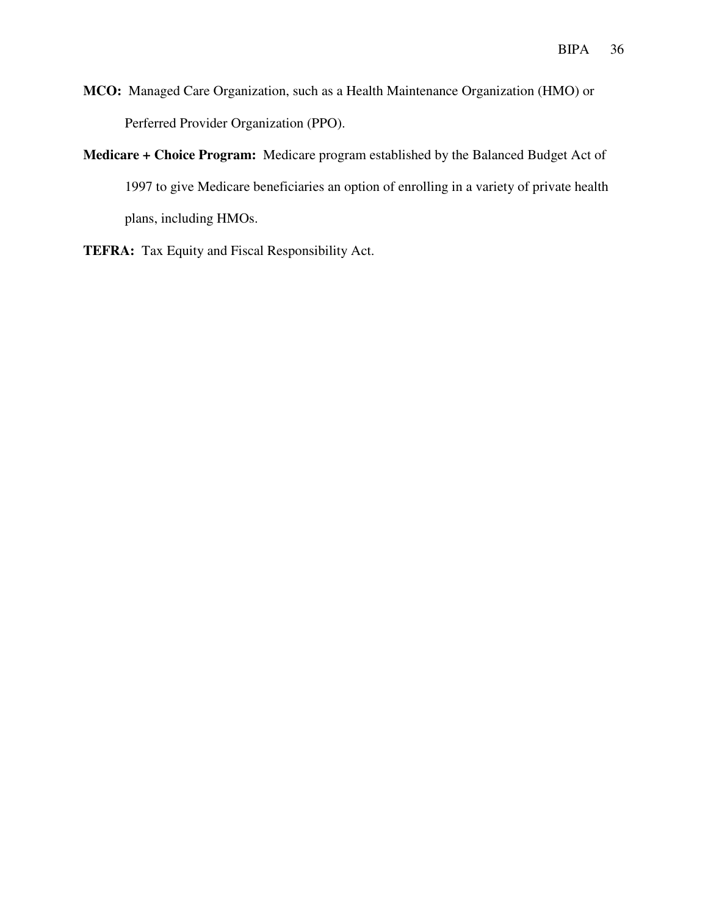**MCO:** Managed Care Organization, such as a Health Maintenance Organization (HMO) or Perferred Provider Organization (PPO).

**Medicare + Choice Program:** Medicare program established by the Balanced Budget Act of 1997 to give Medicare beneficiaries an option of enrolling in a variety of private health plans, including HMOs.

**TEFRA:** Tax Equity and Fiscal Responsibility Act.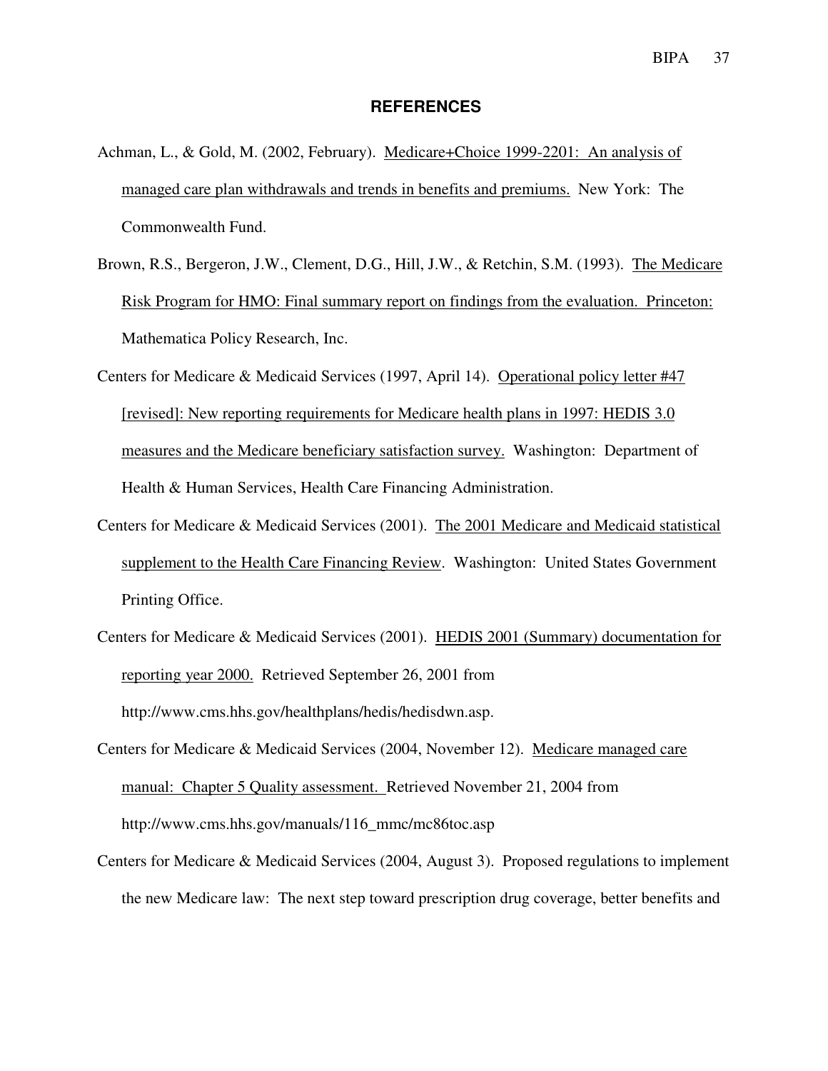## REFERENCES

Achman, L., & Gold, M. (2002, February). Medicare+Choice 1999-2201: An analysis of managed care plan withdrawals and trends in benefits and premiums. New York: The Commonwealth Fund.

Brown, R.S., Bergeron, J.W., Clement, D.G., Hill, J.W., & Retchin, S.M. (1993). The Medicare Risk Program for HMO: Final summary report on findings from the evaluation. Princeton: Mathematica Policy Research, Inc.

Centers for Medicare & Medicaid Services (1997, April 14). Operational policy letter #47 [revised]: New reporting requirements for Medicare health plans in 1997: HEDIS 3.0 measures and the Medicare beneficiary satisfaction survey. Washington: Department of Health & Human Services, Health Care Financing Administration.

Centers for Medicare & Medicaid Services (2001). The 2001 Medicare and Medicaid statistical supplement to the Health Care Financing Review. Washington: United States Government Printing Office.

Centers for Medicare & Medicaid Services (2001). HEDIS 2001 (Summary) documentation for reporting year 2000. Retrieved September 26, 2001 from http://www.cms.hhs.gov/healthplans/hedis/hedisdwn.asp.

Centers for Medicare & Medicaid Services (2004, November 12). Medicare managed care manual: Chapter 5 Quality assessment. Retrieved November 21, 2004 from http://www.cms.hhs.gov/manuals/116_mmc/mc86toc.asp

Centers for Medicare & Medicaid Services (2004, August 3). Proposed regulations to implement the new Medicare law: The next step toward prescription drug coverage, better benefits and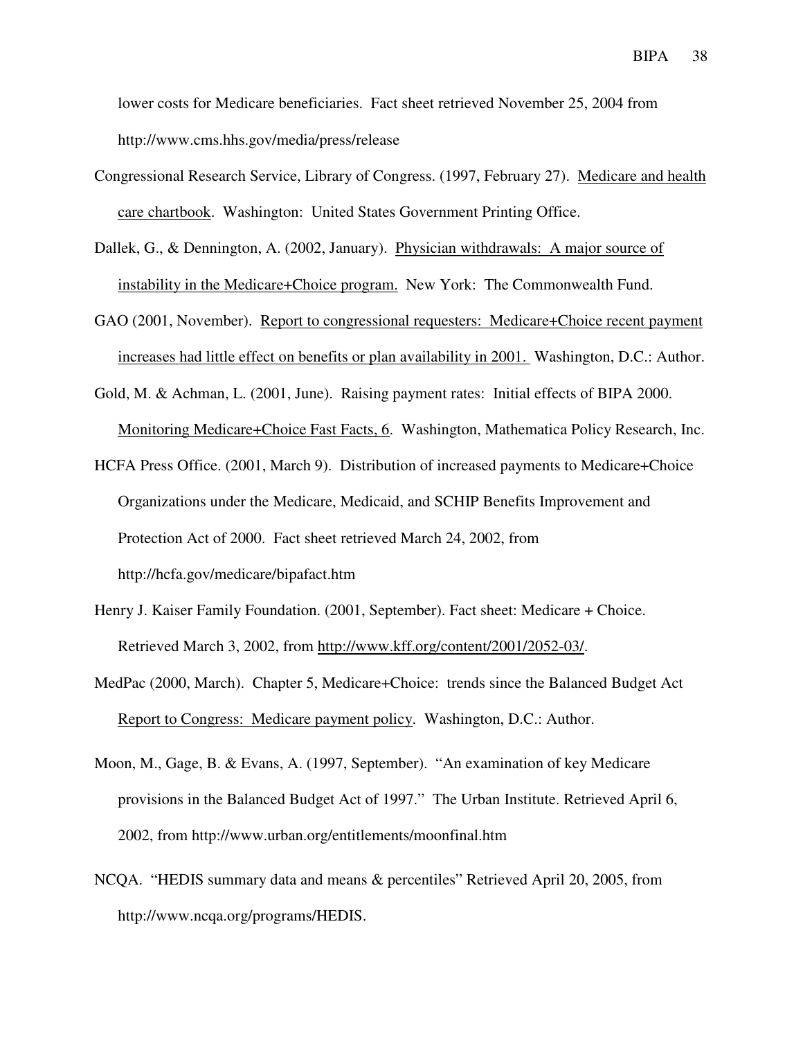lower costs for Medicare beneficiaries. Fact sheet retrieved November 25, 2004 from http://www.cms.hhs.gov/media/press/release

Congressional Research Service, Library of Congress. (1997, February 27). Medicare and health care chartbook. Washington: United States Government Printing Office.

Dallek, G., & Dennington, A. (2002, January). Physician withdrawals: A major source of instability in the Medicare+Choice program. New York: The Commonwealth Fund.

GAO (2001, November). Report to congressional requesters: Medicare+Choice recent payment increases had little effect on benefits or plan availability in 2001. Washington, D.C.: Author.

Gold, M. & Achman, L. (2001, June). Raising payment rates: Initial effects of BIPA 2000. Monitoring Medicare+Choice Fast Facts, 6. Washington, Mathematica Policy Research, Inc.

HCFA Press Office. (2001, March 9). Distribution of increased payments to Medicare+Choice Organizations under the Medicare, Medicaid, and SCHIP Benefits Improvement and Protection Act of 2000. Fact sheet retrieved March 24, 2002, from http://hcfa.gov/medicare/bipafact.htm

Henry J. Kaiser Family Foundation. (2001, September). Fact sheet: Medicare + Choice. Retrieved March 3, 2002, from http://www.kff.org/content/2001/2052-03/.

MedPac (2000, March). Chapter 5, Medicare+Choice: trends since the Balanced Budget Act Report to Congress: Medicare payment policy. Washington, D.C.: Author.

Moon, M., Gage, B. & Evans, A. (1997, September). "An examination of key Medicare provisions in the Balanced Budget Act of 1997." The Urban Institute. Retrieved April 6, 2002, from http://www.urban.org/entitlements/moonfinal.htm

NCQA. "HEDIS summary data and means & percentiles" Retrieved April 20, 2005, from http://www.ncqa.org/programs/HEDIS.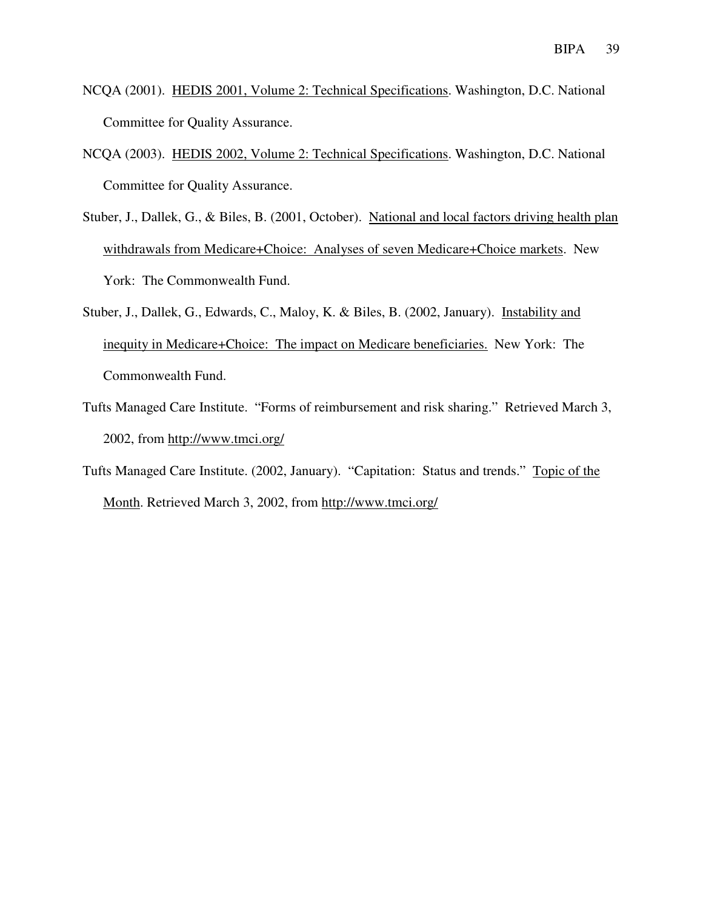NCQA (2001). HEDIS 2001, Volume 2: Technical Specifications. Washington, D.C. National Committee for Quality Assurance.

NCQA (2003). HEDIS 2002, Volume 2: Technical Specifications. Washington, D.C. National Committee for Quality Assurance.

Stuber, J., Dallek, G., & Biles, B. (2001, October). National and local factors driving health plan withdrawals from Medicare+Choice: Analyses of seven Medicare+Choice markets. New York: The Commonwealth Fund.

Stuber, J., Dallek, G., Edwards, C., Maloy, K. & Biles, B. (2002, January). Instability and inequity in Medicare+Choice: The impact on Medicare beneficiaries. New York: The Commonwealth Fund.

Tufts Managed Care Institute. "Forms of reimbursement and risk sharing." Retrieved March 3, 2002, from http://www.tmci.org/

Tufts Managed Care Institute. (2002, January). "Capitation: Status and trends." Topic of the Month. Retrieved March 3, 2002, from http://www.tmci.org/